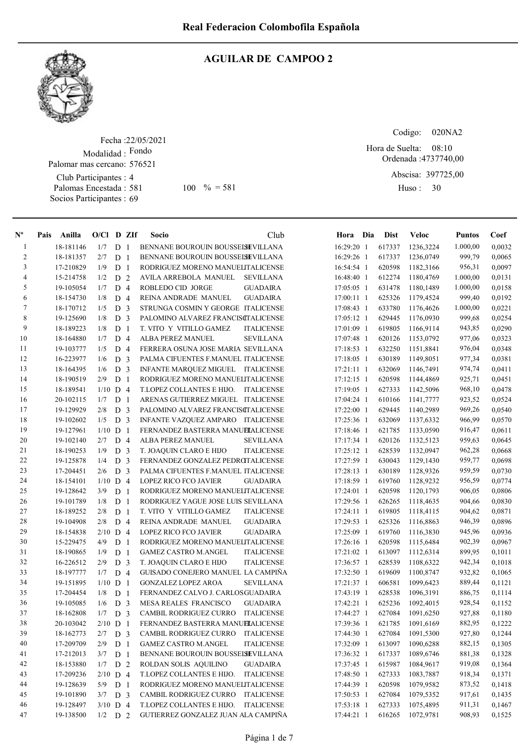# Real Federacion Colombofila Española

## AGUILAR DE CAMPOO 2

Fecha :22/05/2021
Modalidad : Fondo
Palomar mas cercano: 576521
Club Participantes : 4
Palomas Encestada : 581 100 % = 581
Socios Participantes : 69

Codigo: 020NA2
Hora de Suelta: 08:10
Ordenada :4737740,00
Abscisa: 397725,00
Huso : 30

| Nº | Pais | Anilla | O/Cl | D | ZIf | Socio | Club | Hora | Dia | Dist | Veloc | Puntos | Coef |
|---|---|---|---|---|---|---|---|---|---|---|---|---|---|
| 1 | | 18-181146 | 1/7 | D | 1 | BENNANE BOUROUIN BOUSSELH | SEVILLANA | 16:29:20 | 1 | 617337 | 1236,3224 | 1.000,00 | 0,0032 |
| 2 | | 18-181357 | 2/7 | D | 1 | BENNANE BOUROUIN BOUSSELH | SEVILLANA | 16:29:26 | 1 | 617337 | 1236,0749 | 999,79 | 0,0065 |
| 3 | | 17-210829 | 1/9 | D | 1 | RODRIGUEZ MORENO MANUEL | ITALICENSE | 16:54:54 | 1 | 620598 | 1182,3166 | 956,31 | 0,0097 |
| 4 | | 15-214758 | 1/2 | D | 2 | AVILA ARREBOLA MANUEL | SEVILLANA | 16:48:40 | 1 | 612274 | 1180,4769 | 1.000,00 | 0,0131 |
| 5 | | 19-105054 | 1/7 | D | 4 | ROBLEDO CID JORGE | GUADAIRA | 17:05:05 | 1 | 631478 | 1180,1489 | 1.000,00 | 0,0158 |
| 6 | | 18-154730 | 1/8 | D | 4 | REINA ANDRADE MANUEL | GUADAIRA | 17:00:11 | 1 | 625326 | 1179,4524 | 999,40 | 0,0192 |
| 7 | | 18-170712 | 1/5 | D | 3 | STRUNGA COSMIN Y GEORGE | ITALICENSE | 17:08:43 | 1 | 633780 | 1176,4626 | 1.000,00 | 0,0221 |
| 8 | | 19-125690 | 1/8 | D | 3 | PALOMINO ALVAREZ FRANCISC | ITALICENSE | 17:05:12 | 1 | 629445 | 1176,0930 | 999,68 | 0,0254 |
| 9 | | 18-189223 | 1/8 | D | 1 | T. VITO Y VITILLO GAMEZ | ITALICENSE | 17:01:09 | 1 | 619805 | 1166,9114 | 943,85 | 0,0290 |
| 10 | | 18-164880 | 1/7 | D | 4 | ALBA PEREZ MANUEL | SEVILLANA | 17:07:48 | 1 | 620126 | 1153,0792 | 977,06 | 0,0323 |
| 11 | | 19-103777 | 1/5 | D | 4 | FERRERA OSUNA JOSE MARIA | SEVILLANA | 17:18:53 | 1 | 632250 | 1151,8841 | 976,04 | 0,0348 |
| 12 | | 16-223977 | 1/6 | D | 3 | PALMA CIFUENTES F.MANUEL | ITALICENSE | 17:18:05 | 1 | 630189 | 1149,8051 | 977,34 | 0,0381 |
| 13 | | 18-164395 | 1/6 | D | 3 | INFANTE MARQUEZ MIGUEL | ITALICENSE | 17:21:11 | 1 | 632069 | 1146,7491 | 974,74 | 0,0411 |
| 14 | | 18-190519 | 2/9 | D | 1 | RODRIGUEZ MORENO MANUEL | ITALICENSE | 17:12:15 | 1 | 620598 | 1144,4869 | 925,71 | 0,0451 |
| 15 | | 18-189541 | 1/10 | D | 4 | T.LOPEZ COLLANTES E HIJO. | ITALICENSE | 17:19:05 | 1 | 627333 | 1142,5096 | 968,10 | 0,0478 |
| 16 | | 20-102115 | 1/7 | D | 1 | ARENAS GUTIERREZ MIGUEL | ITALICENSE | 17:04:24 | 1 | 610166 | 1141,7777 | 923,52 | 0,0524 |
| 17 | | 19-129929 | 2/8 | D | 3 | PALOMINO ALVAREZ FRANCISC | ITALICENSE | 17:22:00 | 1 | 629445 | 1140,2989 | 969,26 | 0,0540 |
| 18 | | 19-102602 | 1/5 | D | 3 | INFANTE VAZQUEZ AMPARO | ITALICENSE | 17:25:36 | 1 | 632069 | 1137,6332 | 966,99 | 0,0570 |
| 19 | | 19-127961 | 1/10 | D | 1 | FERNANDEZ BASTERRA MANUEL | ITALICENSE | 17:18:46 | 1 | 621785 | 1133,0590 | 916,47 | 0,0611 |
| 20 | | 19-102140 | 2/7 | D | 4 | ALBA PEREZ MANUEL | SEVILLANA | 17:17:34 | 1 | 620126 | 1132,5123 | 959,63 | 0,0645 |
| 21 | | 18-190253 | 1/9 | D | 3 | T. JOAQUIN CLARO E HIJO | ITALICENSE | 17:25:12 | 1 | 628539 | 1132,0947 | 962,28 | 0,0668 |
| 22 | | 19-125878 | 1/4 | D | 3 | FERNANDEZ GONZALEZ PEDRO | ITALICENSE | 17:27:59 | 1 | 630043 | 1129,1430 | 959,77 | 0,0698 |
| 23 | | 17-204451 | 2/6 | D | 3 | PALMA CIFUENTES F.MANUEL | ITALICENSE | 17:28:13 | 1 | 630189 | 1128,9326 | 959,59 | 0,0730 |
| 24 | | 18-154101 | 1/10 | D | 4 | LOPEZ RICO FCO JAVIER | GUADAIRA | 17:18:59 | 1 | 619760 | 1128,9232 | 956,59 | 0,0774 |
| 25 | | 19-128642 | 3/9 | D | 1 | RODRIGUEZ MORENO MANUEL | ITALICENSE | 17:24:01 | 1 | 620598 | 1120,1793 | 906,05 | 0,0806 |
| 26 | | 19-101789 | 1/8 | D | 1 | RODRIGUEZ YAGUE JOSE LUIS | SEVILLANA | 17:29:56 | 1 | 626265 | 1118,4635 | 904,66 | 0,0830 |
| 27 | | 18-189252 | 2/8 | D | 1 | T. VITO Y VITILLO GAMEZ | ITALICENSE | 17:24:11 | 1 | 619805 | 1118,4115 | 904,62 | 0,0871 |
| 28 | | 19-104908 | 2/8 | D | 4 | REINA ANDRADE MANUEL | GUADAIRA | 17:29:53 | 1 | 625326 | 1116,8863 | 946,39 | 0,0896 |
| 29 | | 18-154838 | 2/10 | D | 4 | LOPEZ RICO FCO JAVIER | GUADAIRA | 17:25:09 | 1 | 619760 | 1116,3830 | 945,96 | 0,0936 |
| 30 | | 15-229475 | 4/9 | D | 1 | RODRIGUEZ MORENO MANUEL | ITALICENSE | 17:26:16 | 1 | 620598 | 1115,6484 | 902,39 | 0,0967 |
| 31 | | 18-190865 | 1/9 | D | 1 | GAMEZ CASTRO M.ANGEL | ITALICENSE | 17:21:02 | 1 | 613097 | 1112,6314 | 899,95 | 0,1011 |
| 32 | | 16-226512 | 2/9 | D | 3 | T. JOAQUIN CLARO E HIJO | ITALICENSE | 17:36:57 | 1 | 628539 | 1108,6322 | 942,34 | 0,1018 |
| 33 | | 18-197777 | 1/7 | D | 4 | GUISADO CONEJERO MANUEL | LA CAMPIÑA | 17:32:50 | 1 | 619609 | 1100,8747 | 932,82 | 0,1065 |
| 34 | | 19-151895 | 1/10 | D | 1 | GONZALEZ LOPEZ AROA | SEVILLANA | 17:21:37 | 1 | 606581 | 1099,6423 | 889,44 | 0,1121 |
| 35 | | 17-204454 | 1/8 | D | 1 | FERNANDEZ CALVO J. CARLOS | GUADAIRA | 17:43:19 | 1 | 628538 | 1096,3191 | 886,75 | 0,1114 |
| 36 | | 19-105085 | 1/6 | D | 3 | MESA REALES FRANCISCO | GUADAIRA | 17:42:21 | 1 | 625236 | 1092,4015 | 928,54 | 0,1152 |
| 37 | | 18-162808 | 1/7 | D | 3 | CAMBIL RODRIGUEZ CURRO | ITALICENSE | 17:44:27 | 1 | 627084 | 1091,6250 | 927,88 | 0,1180 |
| 38 | | 20-103042 | 2/10 | D | 1 | FERNANDEZ BASTERRA MANUEL | ITALICENSE | 17:39:36 | 1 | 621785 | 1091,6169 | 882,95 | 0,1222 |
| 39 | | 18-162773 | 2/7 | D | 3 | CAMBIL RODRIGUEZ CURRO | ITALICENSE | 17:44:30 | 1 | 627084 | 1091,5300 | 927,80 | 0,1244 |
| 40 | | 17-209709 | 2/9 | D | 1 | GAMEZ CASTRO M.ANGEL | ITALICENSE | 17:32:09 | 1 | 613097 | 1090,6288 | 882,15 | 0,1305 |
| 41 | | 17-212013 | 3/7 | D | 1 | BENNANE BOUROUIN BOUSSELH | SEVILLANA | 17:36:32 | 1 | 617337 | 1089,6746 | 881,38 | 0,1328 |
| 42 | | 18-153880 | 1/7 | D | 2 | ROLDAN SOLIS AQUILINO | GUADAIRA | 17:37:45 | 1 | 615987 | 1084,9617 | 919,08 | 0,1364 |
| 43 | | 17-209236 | 2/10 | D | 4 | T.LOPEZ COLLANTES E HIJO. | ITALICENSE | 17:48:50 | 1 | 627333 | 1083,7887 | 918,34 | 0,1371 |
| 44 | | 19-128639 | 5/9 | D | 1 | RODRIGUEZ MORENO MANUEL | ITALICENSE | 17:44:39 | 1 | 620598 | 1079,9582 | 873,52 | 0,1418 |
| 45 | | 19-101890 | 3/7 | D | 3 | CAMBIL RODRIGUEZ CURRO | ITALICENSE | 17:50:53 | 1 | 627084 | 1079,5352 | 917,61 | 0,1435 |
| 46 | | 19-128497 | 3/10 | D | 4 | T.LOPEZ COLLANTES E HIJO. | ITALICENSE | 17:53:18 | 1 | 627333 | 1075,4895 | 911,31 | 0,1467 |
| 47 | | 19-138500 | 1/2 | D | 2 | GUTIERREZ GONZALEZ JUAN A | LA CAMPIÑA | 17:44:21 | 1 | 616265 | 1072,9781 | 908,93 | 0,1525 |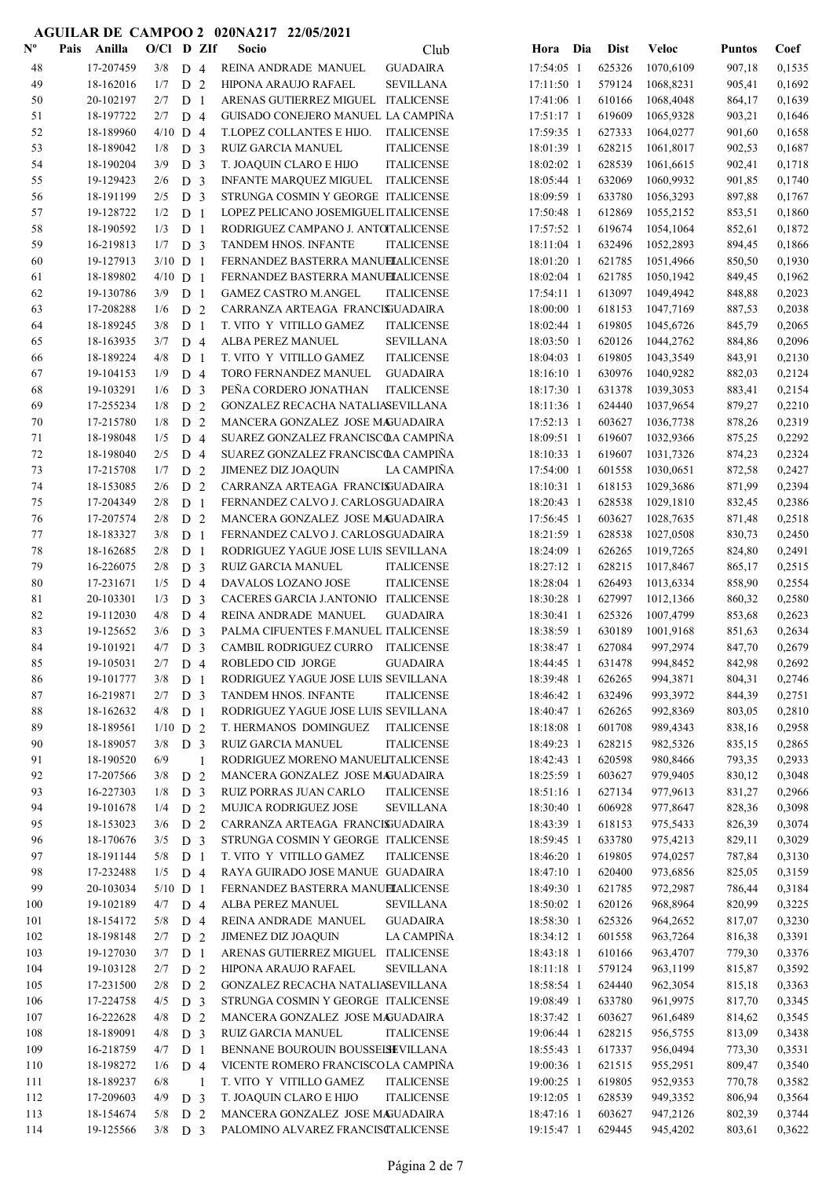# AGUILAR DE CAMPOO 2 020NA217 22/05/2021

| Nº | Pais | Anilla | O/Cl | D | ZIf | Socio | Club | Hora | Dia | Dist | Veloc | Puntos | Coef |
|---|---|---|---|---|---|---|---|---|---|---|---|---|---|
| 48 | | 17-207459 | 3/8 | D | 4 | REINA ANDRADE MANUEL | GUADAIRA | 17:54:05 | 1 | 625326 | 1070,6109 | 907,18 | 0,1535 |
| 49 | | 18-162016 | 1/7 | D | 2 | HIPONA ARAUJO RAFAEL | SEVILLANA | 17:11:50 | 1 | 579124 | 1068,8231 | 905,41 | 0,1692 |
| 50 | | 20-102197 | 2/7 | D | 1 | ARENAS GUTIERREZ MIGUEL | ITALICENSE | 17:41:06 | 1 | 610166 | 1068,4048 | 864,17 | 0,1639 |
| 51 | | 18-197722 | 2/7 | D | 4 | GUISADO CONEJERO MANUEL | LA CAMPIÑA | 17:51:17 | 1 | 619609 | 1065,9328 | 903,21 | 0,1646 |
| 52 | | 18-189960 | 4/10 | D | 4 | T.LOPEZ COLLANTES E HIJO. | ITALICENSE | 17:59:35 | 1 | 627333 | 1064,0277 | 901,60 | 0,1658 |
| 53 | | 18-189042 | 1/8 | D | 3 | RUIZ GARCIA MANUEL | ITALICENSE | 18:01:39 | 1 | 628215 | 1061,8017 | 902,53 | 0,1687 |
| 54 | | 18-190204 | 3/9 | D | 3 | T. JOAQUIN CLARO E HIJO | ITALICENSE | 18:02:02 | 1 | 628539 | 1061,6615 | 902,41 | 0,1718 |
| 55 | | 19-129423 | 2/6 | D | 3 | INFANTE MARQUEZ MIGUEL | ITALICENSE | 18:05:44 | 1 | 632069 | 1060,9932 | 901,85 | 0,1740 |
| 56 | | 18-191199 | 2/5 | D | 3 | STRUNGA COSMIN Y GEORGE | ITALICENSE | 18:09:59 | 1 | 633780 | 1056,3293 | 897,88 | 0,1767 |
| 57 | | 19-128722 | 1/2 | D | 1 | LOPEZ PELICANO JOSEMIGUEL | ITALICENSE | 17:50:48 | 1 | 612869 | 1055,2152 | 853,51 | 0,1860 |
| 58 | | 18-190592 | 1/3 | D | 1 | RODRIGUEZ CAMPANO J. ANTO | ITALICENSE | 17:57:52 | 1 | 619674 | 1054,1064 | 852,61 | 0,1872 |
| 59 | | 16-219813 | 1/7 | D | 3 | TANDEM HNOS. INFANTE | ITALICENSE | 18:11:04 | 1 | 632496 | 1052,2893 | 894,45 | 0,1866 |
| 60 | | 19-127913 | 3/10 | D | 1 | FERNANDEZ BASTERRA MANUEL | ITALICENSE | 18:01:20 | 1 | 621785 | 1051,4966 | 850,50 | 0,1930 |
| 61 | | 18-189802 | 4/10 | D | 1 | FERNANDEZ BASTERRA MANUEL | ITALICENSE | 18:02:04 | 1 | 621785 | 1050,1942 | 849,45 | 0,1962 |
| 62 | | 19-130786 | 3/9 | D | 1 | GAMEZ CASTRO M.ANGEL | ITALICENSE | 17:54:11 | 1 | 613097 | 1049,4942 | 848,88 | 0,2023 |
| 63 | | 17-208288 | 1/6 | D | 2 | CARRANZA ARTEAGA FRANCIS | GUADAIRA | 18:00:00 | 1 | 618153 | 1047,7169 | 887,53 | 0,2038 |
| 64 | | 18-189245 | 3/8 | D | 1 | T. VITO Y VITILLO GAMEZ | ITALICENSE | 18:02:44 | 1 | 619805 | 1045,6726 | 845,79 | 0,2065 |
| 65 | | 18-163935 | 3/7 | D | 4 | ALBA PEREZ MANUEL | SEVILLANA | 18:03:50 | 1 | 620126 | 1044,2762 | 884,86 | 0,2096 |
| 66 | | 18-189224 | 4/8 | D | 1 | T. VITO Y VITILLO GAMEZ | ITALICENSE | 18:04:03 | 1 | 619805 | 1043,3549 | 843,91 | 0,2130 |
| 67 | | 19-104153 | 1/9 | D | 4 | TORO FERNANDEZ MANUEL | GUADAIRA | 18:16:10 | 1 | 630976 | 1040,9282 | 882,03 | 0,2124 |
| 68 | | 19-103291 | 1/6 | D | 3 | PEÑA CORDERO JONATHAN | ITALICENSE | 18:17:30 | 1 | 631378 | 1039,3053 | 883,41 | 0,2154 |
| 69 | | 17-255234 | 1/8 | D | 2 | GONZALEZ RECACHA NATALIA | SEVILLANA | 18:11:36 | 1 | 624440 | 1037,9654 | 879,27 | 0,2210 |
| 70 | | 17-215780 | 1/8 | D | 2 | MANCERA GONZALEZ JOSE MA | GUADAIRA | 17:52:13 | 1 | 603627 | 1036,7738 | 878,26 | 0,2319 |
| 71 | | 18-198048 | 1/5 | D | 4 | SUAREZ GONZALEZ FRANCISCO | LA CAMPIÑA | 18:09:51 | 1 | 619607 | 1032,9366 | 875,25 | 0,2292 |
| 72 | | 18-198040 | 2/5 | D | 4 | SUAREZ GONZALEZ FRANCISCO | LA CAMPIÑA | 18:10:33 | 1 | 619607 | 1031,7326 | 874,23 | 0,2324 |
| 73 | | 17-215708 | 1/7 | D | 2 | JIMENEZ DIZ JOAQUIN | LA CAMPIÑA | 17:54:00 | 1 | 601558 | 1030,0651 | 872,58 | 0,2427 |
| 74 | | 18-153085 | 2/6 | D | 2 | CARRANZA ARTEAGA FRANCIS | GUADAIRA | 18:10:31 | 1 | 618153 | 1029,3686 | 871,99 | 0,2394 |
| 75 | | 17-204349 | 2/8 | D | 1 | FERNANDEZ CALVO J. CARLOS | GUADAIRA | 18:20:43 | 1 | 628538 | 1029,1810 | 832,45 | 0,2386 |
| 76 | | 17-207574 | 2/8 | D | 2 | MANCERA GONZALEZ JOSE MA | GUADAIRA | 17:56:45 | 1 | 603627 | 1028,7635 | 871,48 | 0,2518 |
| 77 | | 18-183327 | 3/8 | D | 1 | FERNANDEZ CALVO J. CARLOS | GUADAIRA | 18:21:59 | 1 | 628538 | 1027,0508 | 830,73 | 0,2450 |
| 78 | | 18-162685 | 2/8 | D | 1 | RODRIGUEZ YAGUE JOSE LUIS | SEVILLANA | 18:24:09 | 1 | 626265 | 1019,7265 | 824,80 | 0,2491 |
| 79 | | 16-226075 | 2/8 | D | 3 | RUIZ GARCIA MANUEL | ITALICENSE | 18:27:12 | 1 | 628215 | 1017,8467 | 865,17 | 0,2515 |
| 80 | | 17-231671 | 1/5 | D | 4 | DAVALOS LOZANO JOSE | ITALICENSE | 18:28:04 | 1 | 626493 | 1013,6334 | 858,90 | 0,2554 |
| 81 | | 20-103301 | 1/3 | D | 3 | CACERES GARCIA J.ANTONIO | ITALICENSE | 18:30:28 | 1 | 627997 | 1012,1366 | 860,32 | 0,2580 |
| 82 | | 19-112030 | 4/8 | D | 4 | REINA ANDRADE MANUEL | GUADAIRA | 18:30:41 | 1 | 625326 | 1007,4799 | 853,68 | 0,2623 |
| 83 | | 19-125652 | 3/6 | D | 3 | PALMA CIFUENTES F.MANUEL | ITALICENSE | 18:38:59 | 1 | 630189 | 1001,9168 | 851,63 | 0,2634 |
| 84 | | 19-101921 | 4/7 | D | 3 | CAMBIL RODRIGUEZ CURRO | ITALICENSE | 18:38:47 | 1 | 627084 | 997,2974 | 847,70 | 0,2679 |
| 85 | | 19-105031 | 2/7 | D | 4 | ROBLEDO CID JORGE | GUADAIRA | 18:44:45 | 1 | 631478 | 994,8452 | 842,98 | 0,2692 |
| 86 | | 19-101777 | 3/8 | D | 1 | RODRIGUEZ YAGUE JOSE LUIS | SEVILLANA | 18:39:48 | 1 | 626265 | 994,3871 | 804,31 | 0,2746 |
| 87 | | 16-219871 | 2/7 | D | 3 | TANDEM HNOS. INFANTE | ITALICENSE | 18:46:42 | 1 | 632496 | 993,3972 | 844,39 | 0,2751 |
| 88 | | 18-162632 | 4/8 | D | 1 | RODRIGUEZ YAGUE JOSE LUIS | SEVILLANA | 18:40:47 | 1 | 626265 | 992,8369 | 803,05 | 0,2810 |
| 89 | | 18-189561 | 1/10 | D | 2 | T. HERMANOS DOMINGUEZ | ITALICENSE | 18:18:08 | 1 | 601708 | 989,4343 | 838,16 | 0,2958 |
| 90 | | 18-189057 | 3/8 | D | 3 | RUIZ GARCIA MANUEL | ITALICENSE | 18:49:23 | 1 | 628215 | 982,5326 | 835,15 | 0,2865 |
| 91 | | 18-190520 | 6/9 | | 1 | RODRIGUEZ MORENO MANUEL | ITALICENSE | 18:42:43 | 1 | 620598 | 980,8466 | 793,35 | 0,2933 |
| 92 | | 17-207566 | 3/8 | D | 2 | MANCERA GONZALEZ JOSE MA | GUADAIRA | 18:25:59 | 1 | 603627 | 979,9405 | 830,12 | 0,3048 |
| 93 | | 16-227303 | 1/8 | D | 3 | RUIZ PORRAS JUAN CARLO | ITALICENSE | 18:51:16 | 1 | 627134 | 977,9613 | 831,27 | 0,2966 |
| 94 | | 19-101678 | 1/4 | D | 2 | MUJICA RODRIGUEZ JOSE | SEVILLANA | 18:30:40 | 1 | 606928 | 977,8647 | 828,36 | 0,3098 |
| 95 | | 18-153023 | 3/6 | D | 2 | CARRANZA ARTEAGA FRANCIS | GUADAIRA | 18:43:39 | 1 | 618153 | 975,5433 | 826,39 | 0,3074 |
| 96 | | 18-170676 | 3/5 | D | 3 | STRUNGA COSMIN Y GEORGE | ITALICENSE | 18:59:45 | 1 | 633780 | 975,4213 | 829,11 | 0,3029 |
| 97 | | 18-191144 | 5/8 | D | 1 | T. VITO Y VITILLO GAMEZ | ITALICENSE | 18:46:20 | 1 | 619805 | 974,0257 | 787,84 | 0,3130 |
| 98 | | 17-232488 | 1/5 | D | 4 | RAYA GUIRADO JOSE MANUE | GUADAIRA | 18:47:10 | 1 | 620400 | 973,6856 | 825,05 | 0,3159 |
| 99 | | 20-103034 | 5/10 | D | 1 | FERNANDEZ BASTERRA MANUEL | ITALICENSE | 18:49:30 | 1 | 621785 | 972,2987 | 786,44 | 0,3184 |
| 100 | | 19-102189 | 4/7 | D | 4 | ALBA PEREZ MANUEL | SEVILLANA | 18:50:02 | 1 | 620126 | 968,8964 | 820,99 | 0,3225 |
| 101 | | 18-154172 | 5/8 | D | 4 | REINA ANDRADE MANUEL | GUADAIRA | 18:58:30 | 1 | 625326 | 964,2652 | 817,07 | 0,3230 |
| 102 | | 18-198148 | 2/7 | D | 2 | JIMENEZ DIZ JOAQUIN | LA CAMPIÑA | 18:34:12 | 1 | 601558 | 963,7264 | 816,38 | 0,3391 |
| 103 | | 19-127030 | 3/7 | D | 1 | ARENAS GUTIERREZ MIGUEL | ITALICENSE | 18:43:18 | 1 | 610166 | 963,4707 | 779,30 | 0,3376 |
| 104 | | 19-103128 | 2/7 | D | 2 | HIPONA ARAUJO RAFAEL | SEVILLANA | 18:11:18 | 1 | 579124 | 963,1199 | 815,87 | 0,3592 |
| 105 | | 17-231500 | 2/8 | D | 2 | GONZALEZ RECACHA NATALIA | SEVILLANA | 18:58:54 | 1 | 624440 | 962,3054 | 815,18 | 0,3363 |
| 106 | | 17-224758 | 4/5 | D | 3 | STRUNGA COSMIN Y GEORGE | ITALICENSE | 19:08:49 | 1 | 633780 | 961,9975 | 817,70 | 0,3345 |
| 107 | | 16-222628 | 4/8 | D | 2 | MANCERA GONZALEZ JOSE MA | GUADAIRA | 18:37:42 | 1 | 603627 | 961,6489 | 814,62 | 0,3545 |
| 108 | | 18-189091 | 4/8 | D | 3 | RUIZ GARCIA MANUEL | ITALICENSE | 19:06:44 | 1 | 628215 | 956,5755 | 813,09 | 0,3438 |
| 109 | | 16-218759 | 4/7 | D | 1 | BENNANE BOUROUIN BOUSSELH | SEVILLANA | 18:55:43 | 1 | 617337 | 956,0494 | 773,30 | 0,3531 |
| 110 | | 18-198272 | 1/6 | D | 4 | VICENTE ROMERO FRANCISCO | LA CAMPIÑA | 19:00:36 | 1 | 621515 | 955,2951 | 809,47 | 0,3540 |
| 111 | | 18-189237 | 6/8 | | 1 | T. VITO Y VITILLO GAMEZ | ITALICENSE | 19:00:25 | 1 | 619805 | 952,9353 | 770,78 | 0,3582 |
| 112 | | 17-209603 | 4/9 | D | 3 | T. JOAQUIN CLARO E HIJO | ITALICENSE | 19:12:05 | 1 | 628539 | 949,3352 | 806,94 | 0,3564 |
| 113 | | 18-154674 | 5/8 | D | 2 | MANCERA GONZALEZ JOSE MA | GUADAIRA | 18:47:16 | 1 | 603627 | 947,2126 | 802,39 | 0,3744 |
| 114 | | 19-125566 | 3/8 | D | 3 | PALOMINO ALVAREZ FRANCISC | ITALICENSE | 19:15:47 | 1 | 629445 | 945,4202 | 803,61 | 0,3622 |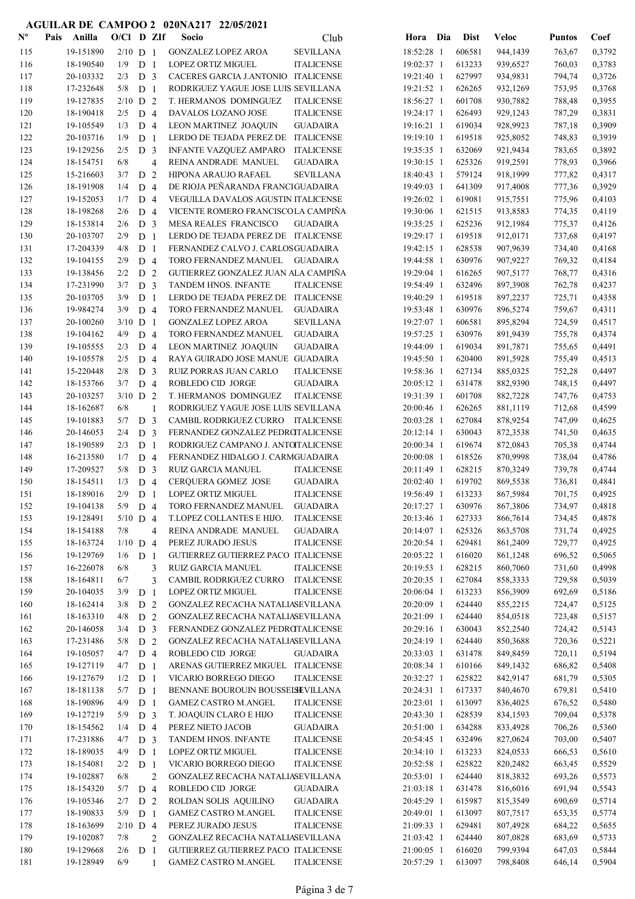# AGUILAR DE CAMPOO 2 020NA217 22/05/2021

| Nº | Pais | Anilla | O/Cl | D | ZIf | Socio | Club | Hora | Dia | Dist | Veloc | Puntos | Coef |
|---|---|---|---|---|---|---|---|---|---|---|---|---|---|
| 115 | | 19-151890 | 2/10 | D | 1 | GONZALEZ LOPEZ AROA | SEVILLANA | 18:52:28 | 1 | 606581 | 944,1439 | 763,67 | 0,3792 |
| 116 | | 18-190540 | 1/9 | D | 1 | LOPEZ ORTIZ MIGUEL | ITALICENSE | 19:02:37 | 1 | 613233 | 939,6527 | 760,03 | 0,3783 |
| 117 | | 20-103332 | 2/3 | D | 3 | CACERES GARCIA J.ANTONIO | ITALICENSE | 19:21:40 | 1 | 627997 | 934,9831 | 794,74 | 0,3726 |
| 118 | | 17-232648 | 5/8 | D | 1 | RODRIGUEZ YAGUE JOSE LUIS | SEVILLANA | 19:21:52 | 1 | 626265 | 932,1269 | 753,95 | 0,3768 |
| 119 | | 19-127835 | 2/10 | D | 2 | T. HERMANOS DOMINGUEZ | ITALICENSE | 18:56:27 | 1 | 601708 | 930,7882 | 788,48 | 0,3955 |
| 120 | | 18-190418 | 2/5 | D | 4 | DAVALOS LOZANO JOSE | ITALICENSE | 19:24:17 | 1 | 626493 | 929,1243 | 787,29 | 0,3831 |
| 121 | | 19-105549 | 1/3 | D | 4 | LEON MARTINEZ JOAQUIN | GUADAIRA | 19:16:21 | 1 | 619034 | 928,9923 | 787,18 | 0,3909 |
| 122 | | 20-103716 | 1/9 | D | 1 | LERDO DE TEJADA PEREZ DE | ITALICENSE | 19:19:10 | 1 | 619518 | 925,8052 | 748,83 | 0,3939 |
| 123 | | 19-129256 | 2/5 | D | 3 | INFANTE VAZQUEZ AMPARO | ITALICENSE | 19:35:35 | 1 | 632069 | 921,9434 | 783,65 | 0,3892 |
| 124 | | 18-154751 | 6/8 | | 4 | REINA ANDRADE MANUEL | GUADAIRA | 19:30:15 | 1 | 625326 | 919,2591 | 778,93 | 0,3966 |
| 125 | | 15-216603 | 3/7 | D | 2 | HIPONA ARAUJO RAFAEL | SEVILLANA | 18:40:43 | 1 | 579124 | 918,1999 | 777,82 | 0,4317 |
| 126 | | 18-191908 | 1/4 | D | 4 | DE RIOJA PEÑARANDA FRANCI | GUADAIRA | 19:49:03 | 1 | 641309 | 917,4008 | 777,36 | 0,3929 |
| 127 | | 19-152053 | 1/7 | D | 4 | VEGUILLA DAVALOS AGUSTIN | ITALICENSE | 19:26:02 | 1 | 619081 | 915,7551 | 775,96 | 0,4103 |
| 128 | | 18-198268 | 2/6 | D | 4 | VICENTE ROMERO FRANCISCO | LA CAMPIÑA | 19:30:06 | 1 | 621515 | 913,8583 | 774,35 | 0,4119 |
| 129 | | 18-153814 | 2/6 | D | 3 | MESA REALES FRANCISCO | GUADAIRA | 19:35:25 | 1 | 625236 | 912,1984 | 775,37 | 0,4126 |
| 130 | | 20-103707 | 2/9 | D | 1 | LERDO DE TEJADA PEREZ DE | ITALICENSE | 19:29:17 | 1 | 619518 | 912,0171 | 737,68 | 0,4197 |
| 131 | | 17-204339 | 4/8 | D | 1 | FERNANDEZ CALVO J. CARLOS | GUADAIRA | 19:42:15 | 1 | 628538 | 907,9639 | 734,40 | 0,4168 |
| 132 | | 19-104155 | 2/9 | D | 4 | TORO FERNANDEZ MANUEL | GUADAIRA | 19:44:58 | 1 | 630976 | 907,9227 | 769,32 | 0,4184 |
| 133 | | 19-138456 | 2/2 | D | 2 | GUTIERREZ GONZALEZ JUAN A | LA CAMPIÑA | 19:29:04 | 1 | 616265 | 907,5177 | 768,77 | 0,4316 |
| 134 | | 17-231990 | 3/7 | D | 3 | TANDEM HNOS. INFANTE | ITALICENSE | 19:54:49 | 1 | 632496 | 897,3908 | 762,78 | 0,4237 |
| 135 | | 20-103705 | 3/9 | D | 1 | LERDO DE TEJADA PEREZ DE | ITALICENSE | 19:40:29 | 1 | 619518 | 897,2237 | 725,71 | 0,4358 |
| 136 | | 19-984274 | 3/9 | D | 4 | TORO FERNANDEZ MANUEL | GUADAIRA | 19:53:48 | 1 | 630976 | 896,5274 | 759,67 | 0,4311 |
| 137 | | 20-100260 | 3/10 | D | 1 | GONZALEZ LOPEZ AROA | SEVILLANA | 19:27:07 | 1 | 606581 | 895,8294 | 724,59 | 0,4517 |
| 138 | | 19-104162 | 4/9 | D | 4 | TORO FERNANDEZ MANUEL | GUADAIRA | 19:57:25 | 1 | 630976 | 891,9439 | 755,78 | 0,4374 |
| 139 | | 19-105555 | 2/3 | D | 4 | LEON MARTINEZ JOAQUIN | GUADAIRA | 19:44:09 | 1 | 619034 | 891,7871 | 755,65 | 0,4491 |
| 140 | | 19-105578 | 2/5 | D | 4 | RAYA GUIRADO JOSE MANUE | GUADAIRA | 19:45:50 | 1 | 620400 | 891,5928 | 755,49 | 0,4513 |
| 141 | | 15-220448 | 2/8 | D | 3 | RUIZ PORRAS JUAN CARLO | ITALICENSE | 19:58:36 | 1 | 627134 | 885,0325 | 752,28 | 0,4497 |
| 142 | | 18-153766 | 3/7 | D | 4 | ROBLEDO CID JORGE | GUADAIRA | 20:05:12 | 1 | 631478 | 882,9390 | 748,15 | 0,4497 |
| 143 | | 20-103257 | 3/10 | D | 2 | T. HERMANOS DOMINGUEZ | ITALICENSE | 19:31:39 | 1 | 601708 | 882,7228 | 747,76 | 0,4753 |
| 144 | | 18-162687 | 6/8 | | 1 | RODRIGUEZ YAGUE JOSE LUIS | SEVILLANA | 20:00:46 | 1 | 626265 | 881,1119 | 712,68 | 0,4599 |
| 145 | | 19-101883 | 5/7 | D | 3 | CAMBIL RODRIGUEZ CURRO | ITALICENSE | 20:03:28 | 1 | 627084 | 878,9254 | 747,09 | 0,4625 |
| 146 | | 20-146053 | 2/4 | D | 3 | FERNANDEZ GONZALEZ PEDRO | ITALICENSE | 20:12:14 | 1 | 630043 | 872,3538 | 741,50 | 0,4635 |
| 147 | | 18-190589 | 2/3 | D | 1 | RODRIGUEZ CAMPANO J. ANTO | ITALICENSE | 20:00:34 | 1 | 619674 | 872,0843 | 705,38 | 0,4744 |
| 148 | | 16-213580 | 1/7 | D | 4 | FERNANDEZ HIDALGO J. CARM | GUADAIRA | 20:00:08 | 1 | 618526 | 870,9998 | 738,04 | 0,4786 |
| 149 | | 17-209527 | 5/8 | D | 3 | RUIZ GARCIA MANUEL | ITALICENSE | 20:11:49 | 1 | 628215 | 870,3249 | 739,78 | 0,4744 |
| 150 | | 18-154511 | 1/3 | D | 4 | CERQUERA GOMEZ JOSE | GUADAIRA | 20:02:40 | 1 | 619702 | 869,5538 | 736,81 | 0,4841 |
| 151 | | 18-189016 | 2/9 | D | 1 | LOPEZ ORTIZ MIGUEL | ITALICENSE | 19:56:49 | 1 | 613233 | 867,5984 | 701,75 | 0,4925 |
| 152 | | 19-104138 | 5/9 | D | 4 | TORO FERNANDEZ MANUEL | GUADAIRA | 20:17:27 | 1 | 630976 | 867,3806 | 734,97 | 0,4818 |
| 153 | | 19-128491 | 5/10 | D | 4 | T.LOPEZ COLLANTES E HIJO. | ITALICENSE | 20:13:46 | 1 | 627333 | 866,7614 | 734,45 | 0,4878 |
| 154 | | 18-154188 | 7/8 | | 4 | REINA ANDRADE MANUEL | GUADAIRA | 20:14:07 | 1 | 625326 | 863,5708 | 731,74 | 0,4925 |
| 155 | | 18-163724 | 1/10 | D | 4 | PEREZ JURADO JESUS | ITALICENSE | 20:20:54 | 1 | 629481 | 861,2409 | 729,77 | 0,4925 |
| 156 | | 19-129769 | 1/6 | D | 1 | GUTIERREZ GUTIERREZ PACO | ITALICENSE | 20:05:22 | 1 | 616020 | 861,1248 | 696,52 | 0,5065 |
| 157 | | 16-226078 | 6/8 | | 3 | RUIZ GARCIA MANUEL | ITALICENSE | 20:19:53 | 1 | 628215 | 860,7060 | 731,60 | 0,4998 |
| 158 | | 18-164811 | 6/7 | | 3 | CAMBIL RODRIGUEZ CURRO | ITALICENSE | 20:20:35 | 1 | 627084 | 858,3333 | 729,58 | 0,5039 |
| 159 | | 20-104035 | 3/9 | D | 1 | LOPEZ ORTIZ MIGUEL | ITALICENSE | 20:06:04 | 1 | 613233 | 856,3909 | 692,69 | 0,5186 |
| 160 | | 18-162414 | 3/8 | D | 2 | GONZALEZ RECACHA NATALIA | SEVILLANA | 20:20:09 | 1 | 624440 | 855,2215 | 724,47 | 0,5125 |
| 161 | | 18-163310 | 4/8 | D | 2 | GONZALEZ RECACHA NATALIA | SEVILLANA | 20:21:09 | 1 | 624440 | 854,0518 | 723,48 | 0,5157 |
| 162 | | 20-146058 | 3/4 | D | 3 | FERNANDEZ GONZALEZ PEDRO | ITALICENSE | 20:29:16 | 1 | 630043 | 852,2540 | 724,42 | 0,5143 |
| 163 | | 17-231486 | 5/8 | D | 2 | GONZALEZ RECACHA NATALIA | SEVILLANA | 20:24:19 | 1 | 624440 | 850,3688 | 720,36 | 0,5221 |
| 164 | | 19-105057 | 4/7 | D | 4 | ROBLEDO CID JORGE | GUADAIRA | 20:33:03 | 1 | 631478 | 849,8459 | 720,11 | 0,5194 |
| 165 | | 19-127119 | 4/7 | D | 1 | ARENAS GUTIERREZ MIGUEL | ITALICENSE | 20:08:34 | 1 | 610166 | 849,1432 | 686,82 | 0,5408 |
| 166 | | 19-127679 | 1/2 | D | 1 | VICARIO BORREGO DIEGO | ITALICENSE | 20:32:27 | 1 | 625822 | 842,9147 | 681,79 | 0,5305 |
| 167 | | 18-181138 | 5/7 | D | 1 | BENNANE BOUROUIN BOUSSELH | SEVILLANA | 20:24:31 | 1 | 617337 | 840,4670 | 679,81 | 0,5410 |
| 168 | | 18-190896 | 4/9 | D | 1 | GAMEZ CASTRO M.ANGEL | ITALICENSE | 20:23:01 | 1 | 613097 | 836,4025 | 676,52 | 0,5480 |
| 169 | | 19-127219 | 5/9 | D | 3 | T. JOAQUIN CLARO E HIJO | ITALICENSE | 20:43:30 | 1 | 628539 | 834,1593 | 709,04 | 0,5378 |
| 170 | | 18-154562 | 1/4 | D | 4 | PEREZ NIETO JACOB | GUADAIRA | 20:51:00 | 1 | 634288 | 833,4928 | 706,26 | 0,5360 |
| 171 | | 17-231886 | 4/7 | D | 3 | TANDEM HNOS. INFANTE | ITALICENSE | 20:54:45 | 1 | 632496 | 827,0624 | 703,00 | 0,5407 |
| 172 | | 18-189035 | 4/9 | D | 1 | LOPEZ ORTIZ MIGUEL | ITALICENSE | 20:34:10 | 1 | 613233 | 824,0533 | 666,53 | 0,5610 |
| 173 | | 18-154081 | 2/2 | D | 1 | VICARIO BORREGO DIEGO | ITALICENSE | 20:52:58 | 1 | 625822 | 820,2482 | 663,45 | 0,5529 |
| 174 | | 19-102887 | 6/8 | | 2 | GONZALEZ RECACHA NATALIA | SEVILLANA | 20:53:01 | 1 | 624440 | 818,3832 | 693,26 | 0,5573 |
| 175 | | 18-154320 | 5/7 | D | 4 | ROBLEDO CID JORGE | GUADAIRA | 21:03:18 | 1 | 631478 | 816,6016 | 691,94 | 0,5543 |
| 176 | | 19-105346 | 2/7 | D | 2 | ROLDAN SOLIS AQUILINO | GUADAIRA | 20:45:29 | 1 | 615987 | 815,3549 | 690,69 | 0,5714 |
| 177 | | 18-190833 | 5/9 | D | 1 | GAMEZ CASTRO M.ANGEL | ITALICENSE | 20:49:01 | 1 | 613097 | 807,7517 | 653,35 | 0,5774 |
| 178 | | 18-163699 | 2/10 | D | 4 | PEREZ JURADO JESUS | ITALICENSE | 21:09:33 | 1 | 629481 | 807,4928 | 684,22 | 0,5655 |
| 179 | | 19-102087 | 7/8 | | 2 | GONZALEZ RECACHA NATALIA | SEVILLANA | 21:03:42 | 1 | 624440 | 807,0828 | 683,69 | 0,5733 |
| 180 | | 19-129668 | 2/6 | D | 1 | GUTIERREZ GUTIERREZ PACO | ITALICENSE | 21:00:05 | 1 | 616020 | 799,9394 | 647,03 | 0,5844 |
| 181 | | 19-128949 | 6/9 | | 1 | GAMEZ CASTRO M.ANGEL | ITALICENSE | 20:57:29 | 1 | 613097 | 798,8408 | 646,14 | 0,5904 |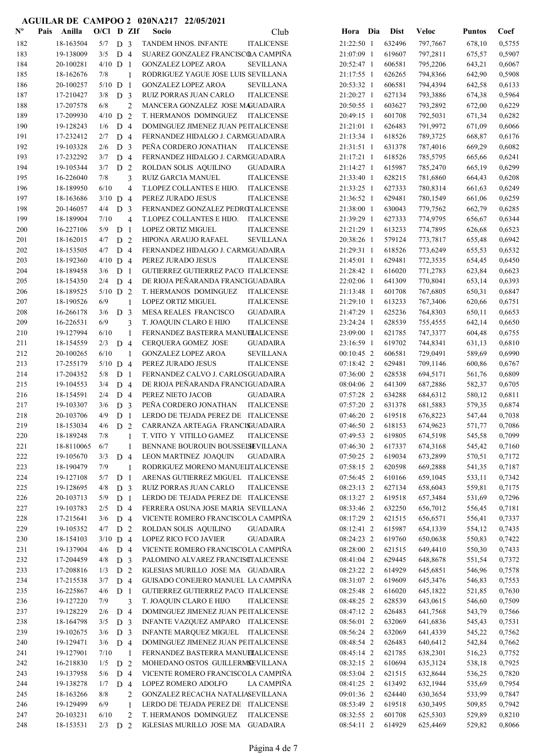## AGUILAR DE CAMPOO 2 020NA217 22/05/2021

| Nº | Pais | Anilla | O/Cl | D | ZIf | Socio | Club | Hora | Dia | Dist | Veloc | Puntos | Coef |
|---|---|---|---|---|---|---|---|---|---|---|---|---|---|
| 182 | | 18-163504 | 5/7 | D | 3 | TANDEM HNOS. INFANTE | ITALICENSE | 21:22:50 | 1 | 632496 | 797,7667 | 678,10 | 0,5755 |
| 183 | | 19-138009 | 3/5 | D | 4 | SUAREZ GONZALEZ FRANCISCO | LA CAMPIÑA | 21:07:09 | 1 | 619607 | 797,2811 | 675,57 | 0,5907 |
| 184 | | 20-100281 | 4/10 | D | 1 | GONZALEZ LOPEZ AROA | SEVILLANA | 20:52:47 | 1 | 606581 | 795,2206 | 643,21 | 0,6067 |
| 185 | | 18-162676 | 7/8 | | 1 | RODRIGUEZ YAGUE JOSE LUIS | SEVILLANA | 21:17:55 | 1 | 626265 | 794,8366 | 642,90 | 0,5908 |
| 186 | | 20-100257 | 5/10 | D | 1 | GONZALEZ LOPEZ AROA | SEVILLANA | 20:53:32 | 1 | 606581 | 794,4394 | 642,58 | 0,6133 |
| 187 | | 17-210427 | 3/8 | D | 3 | RUIZ PORRAS JUAN CARLO | ITALICENSE | 21:20:27 | 1 | 627134 | 793,3886 | 674,38 | 0,5964 |
| 188 | | 17-207578 | 6/8 | | 2 | MANCERA GONZALEZ JOSE MA | GUADAIRA | 20:50:55 | 1 | 603627 | 793,2892 | 672,00 | 0,6229 |
| 189 | | 17-209930 | 4/10 | D | 2 | T. HERMANOS DOMINGUEZ | ITALICENSE | 20:49:15 | 1 | 601708 | 792,5031 | 671,34 | 0,6282 |
| 190 | | 19-128243 | 1/6 | D | 4 | DOMINGUEZ JIMENEZ JUAN PE | ITALICENSE | 21:21:01 | 1 | 626483 | 791,9972 | 671,09 | 0,6066 |
| 191 | | 17-232412 | 2/7 | D | 4 | FERNANDEZ HIDALGO J. CARM | GUADAIRA | 21:13:34 | 1 | 618526 | 789,3725 | 668,87 | 0,6176 |
| 192 | | 19-103328 | 2/6 | D | 3 | PEÑA CORDERO JONATHAN | ITALICENSE | 21:31:51 | 1 | 631378 | 787,4016 | 669,29 | 0,6082 |
| 193 | | 17-232292 | 3/7 | D | 4 | FERNANDEZ HIDALGO J. CARM | GUADAIRA | 21:17:21 | 1 | 618526 | 785,5795 | 665,66 | 0,6241 |
| 194 | | 19-105344 | 3/7 | D | 2 | ROLDAN SOLIS AQUILINO | GUADAIRA | 21:14:27 | 1 | 615987 | 785,2470 | 665,19 | 0,6299 |
| 195 | | 16-226040 | 7/8 | | 3 | RUIZ GARCIA MANUEL | ITALICENSE | 21:33:40 | 1 | 628215 | 781,6860 | 664,43 | 0,6208 |
| 196 | | 18-189950 | 6/10 | | 4 | T.LOPEZ COLLANTES E HIJO. | ITALICENSE | 21:33:25 | 1 | 627333 | 780,8314 | 661,63 | 0,6249 |
| 197 | | 18-163686 | 3/10 | D | 4 | PEREZ JURADO JESUS | ITALICENSE | 21:36:52 | 1 | 629481 | 780,1549 | 661,06 | 0,6259 |
| 198 | | 20-146057 | 4/4 | D | 3 | FERNANDEZ GONZALEZ PEDRO | ITALICENSE | 21:38:00 | 1 | 630043 | 779,7562 | 662,79 | 0,6285 |
| 199 | | 18-189904 | 7/10 | | 4 | T.LOPEZ COLLANTES E HIJO. | ITALICENSE | 21:39:29 | 1 | 627333 | 774,9795 | 656,67 | 0,6344 |
| 200 | | 16-227106 | 5/9 | D | 1 | LOPEZ ORTIZ MIGUEL | ITALICENSE | 21:21:29 | 1 | 613233 | 774,7895 | 626,68 | 0,6523 |
| 201 | | 18-162015 | 4/7 | D | 2 | HIPONA ARAUJO RAFAEL | SEVILLANA | 20:38:26 | 1 | 579124 | 773,7817 | 655,48 | 0,6942 |
| 202 | | 18-153505 | 4/7 | D | 4 | FERNANDEZ HIDALGO J. CARM | GUADAIRA | 21:29:31 | 1 | 618526 | 773,6249 | 655,53 | 0,6532 |
| 203 | | 18-192360 | 4/10 | D | 4 | PEREZ JURADO JESUS | ITALICENSE | 21:45:01 | 1 | 629481 | 772,3535 | 654,45 | 0,6450 |
| 204 | | 18-189458 | 3/6 | D | 1 | GUTIERREZ GUTIERREZ PACO | ITALICENSE | 21:28:42 | 1 | 616020 | 771,2783 | 623,84 | 0,6623 |
| 205 | | 18-154350 | 2/4 | D | 4 | DE RIOJA PEÑARANDA FRANCI | GUADAIRA | 22:02:06 | 1 | 641309 | 770,8041 | 653,14 | 0,6393 |
| 206 | | 18-189525 | 5/10 | D | 2 | T. HERMANOS DOMINGUEZ | ITALICENSE | 21:13:48 | 1 | 601708 | 767,6805 | 650,31 | 0,6847 |
| 207 | | 18-190526 | 6/9 | | 1 | LOPEZ ORTIZ MIGUEL | ITALICENSE | 21:29:10 | 1 | 613233 | 767,3406 | 620,66 | 0,6751 |
| 208 | | 16-266178 | 3/6 | D | 3 | MESA REALES FRANCISCO | GUADAIRA | 21:47:29 | 1 | 625236 | 764,8303 | 650,11 | 0,6653 |
| 209 | | 16-226531 | 6/9 | | 3 | T. JOAQUIN CLARO E HIJO | ITALICENSE | 23:24:24 | 1 | 628539 | 755,4555 | 642,14 | 0,6650 |
| 210 | | 19-127994 | 6/10 | | 1 | FERNANDEZ BASTERRA MANUEL | ITALICENSE | 23:09:00 | 1 | 621785 | 747,3377 | 604,48 | 0,6755 |
| 211 | | 18-154559 | 2/3 | D | 4 | CERQUERA GOMEZ JOSE | GUADAIRA | 23:16:59 | 1 | 619702 | 744,8341 | 631,13 | 0,6810 |
| 212 | | 20-100265 | 6/10 | | 1 | GONZALEZ LOPEZ AROA | SEVILLANA | 00:10:45 | 2 | 606581 | 729,0491 | 589,69 | 0,6990 |
| 213 | | 17-255179 | 5/10 | D | 4 | PEREZ JURADO JESUS | ITALICENSE | 07:18:42 | 2 | 629481 | 709,1146 | 600,86 | 0,6767 |
| 214 | | 17-204352 | 5/8 | D | 1 | FERNANDEZ CALVO J. CARLOS | GUADAIRA | 07:36:00 | 2 | 628538 | 694,5171 | 561,76 | 0,6809 |
| 215 | | 19-104553 | 3/4 | D | 4 | DE RIOJA PEÑARANDA FRANCI | GUADAIRA | 08:04:06 | 2 | 641309 | 687,2886 | 582,37 | 0,6705 |
| 216 | | 18-154591 | 2/4 | D | 4 | PEREZ NIETO JACOB | GUADAIRA | 07:57:28 | 2 | 643288 | 684,6312 | 580,12 | 0,6811 |
| 217 | | 19-103307 | 3/6 | D | 3 | PEÑA CORDERO JONATHAN | ITALICENSE | 07:57:20 | 2 | 631378 | 681,5883 | 579,35 | 0,6874 |
| 218 | | 20-103706 | 4/9 | D | 1 | LERDO DE TEJADA PEREZ DE | ITALICENSE | 07:46:20 | 2 | 619518 | 676,8223 | 547,44 | 0,7038 |
| 219 | | 18-153034 | 4/6 | D | 2 | CARRANZA ARTEAGA FRANCIS | GUADAIRA | 07:46:50 | 2 | 618153 | 674,9623 | 571,77 | 0,7086 |
| 220 | | 18-189248 | 7/8 | | 1 | T. VITO Y VITILLO GAMEZ | ITALICENSE | 07:49:53 | 2 | 619805 | 674,5198 | 545,58 | 0,7099 |
| 221 | | 18-8110065 | 6/7 | | 1 | BENNANE BOUROUIN BOUSSEL | SEVILLANA | 07:46:30 | 2 | 617337 | 674,3168 | 545,42 | 0,7160 |
| 222 | | 19-105670 | 3/3 | D | 4 | LEON MARTINEZ JOAQUIN | GUADAIRA | 07:50:25 | 2 | 619034 | 673,2899 | 570,51 | 0,7172 |
| 223 | | 18-190479 | 7/9 | | 1 | RODRIGUEZ MORENO MANUEL | ITALICENSE | 07:58:15 | 2 | 620598 | 669,2888 | 541,35 | 0,7187 |
| 224 | | 19-127108 | 5/7 | D | 1 | ARENAS GUTIERREZ MIGUEL | ITALICENSE | 07:56:45 | 2 | 610166 | 659,1045 | 533,11 | 0,7342 |
| 225 | | 19-128695 | 4/8 | D | 3 | RUIZ PORRAS JUAN CARLO | ITALICENSE | 08:23:13 | 2 | 627134 | 658,6043 | 559,81 | 0,7175 |
| 226 | | 20-103713 | 5/9 | D | 1 | LERDO DE TEJADA PEREZ DE | ITALICENSE | 08:13:27 | 2 | 619518 | 657,3484 | 531,69 | 0,7296 |
| 227 | | 19-103783 | 2/5 | D | 4 | FERRERA OSUNA JOSE MARIA | SEVILLANA | 08:33:46 | 2 | 632250 | 656,7012 | 556,45 | 0,7181 |
| 228 | | 17-215641 | 3/6 | D | 4 | VICENTE ROMERO FRANCISCO | LA CAMPIÑA | 08:17:29 | 2 | 621515 | 656,6571 | 556,41 | 0,7337 |
| 229 | | 19-105352 | 4/7 | D | 2 | ROLDAN SOLIS AQUILINO | GUADAIRA | 08:12:41 | 2 | 615987 | 654,1339 | 554,12 | 0,7435 |
| 230 | | 18-154103 | 3/10 | D | 4 | LOPEZ RICO FCO JAVIER | GUADAIRA | 08:24:23 | 2 | 619760 | 650,0638 | 550,83 | 0,7422 |
| 231 | | 19-137904 | 4/6 | D | 4 | VICENTE ROMERO FRANCISCO | LA CAMPIÑA | 08:28:00 | 2 | 621515 | 649,4410 | 550,30 | 0,7433 |
| 232 | | 17-204459 | 4/8 | D | 3 | PALOMINO ALVAREZ FRANCIS | ITALICENSE | 08:41:04 | 2 | 629445 | 648,8678 | 551,54 | 0,7372 |
| 233 | | 17-208816 | 1/3 | D | 2 | IGLESIAS MURILLO JOSE MA | GUADAIRA | 08:23:22 | 2 | 614929 | 645,6851 | 546,96 | 0,7578 |
| 234 | | 17-215538 | 3/7 | D | 4 | GUISADO CONEJERO MANUEL | LA CAMPIÑA | 08:31:07 | 2 | 619609 | 645,3476 | 546,83 | 0,7553 |
| 235 | | 16-225867 | 4/6 | D | 1 | GUTIERREZ GUTIERREZ PACO | ITALICENSE | 08:25:48 | 2 | 616020 | 645,1822 | 521,85 | 0,7630 |
| 236 | | 19-127220 | 7/9 | | 3 | T. JOAQUIN CLARO E HIJO | ITALICENSE | 08:48:25 | 2 | 628539 | 643,0615 | 546,60 | 0,7509 |
| 237 | | 19-128229 | 2/6 | D | 4 | DOMINGUEZ JIMENEZ JUAN PE | ITALICENSE | 08:47:12 | 2 | 626483 | 641,7568 | 543,79 | 0,7566 |
| 238 | | 18-164798 | 3/5 | D | 3 | INFANTE VAZQUEZ AMPARO | ITALICENSE | 08:56:01 | 2 | 632069 | 641,6836 | 545,43 | 0,7531 |
| 239 | | 19-102675 | 3/6 | D | 3 | INFANTE MARQUEZ MIGUEL | ITALICENSE | 08:56:24 | 2 | 632069 | 641,4339 | 545,22 | 0,7562 |
| 240 | | 19-129471 | 3/6 | D | 4 | DOMINGUEZ JIMENEZ JUAN PE | ITALICENSE | 08:48:54 | 2 | 626483 | 640,6412 | 542,84 | 0,7662 |
| 241 | | 19-127901 | 7/10 | | 1 | FERNANDEZ BASTERRA MANUEL | ITALICENSE | 08:45:14 | 2 | 621785 | 638,2301 | 516,23 | 0,7752 |
| 242 | | 16-218830 | 1/5 | D | 2 | MOHEDANO OSTOS GUILLERMO | SEVILLANA | 08:32:15 | 2 | 610694 | 635,3124 | 538,18 | 0,7925 |
| 243 | | 19-137958 | 5/6 | D | 4 | VICENTE ROMERO FRANCISCO | LA CAMPIÑA | 08:53:04 | 2 | 621515 | 632,8644 | 536,25 | 0,7820 |
| 244 | | 19-138278 | 1/7 | D | 4 | LOPEZ ROMERO ADOLFO | LA CAMPIÑA | 08:41:25 | 2 | 613492 | 632,1944 | 535,69 | 0,7954 |
| 245 | | 18-163266 | 8/8 | | 2 | GONZALEZ RECACHA NATALIA | SEVILLANA | 09:01:36 | 2 | 624440 | 630,3654 | 533,99 | 0,7847 |
| 246 | | 19-129499 | 6/9 | | 1 | LERDO DE TEJADA PEREZ DE | ITALICENSE | 08:53:49 | 2 | 619518 | 630,3495 | 509,85 | 0,7942 |
| 247 | | 20-103231 | 6/10 | | 2 | T. HERMANOS DOMINGUEZ | ITALICENSE | 08:32:55 | 2 | 601708 | 625,5303 | 529,89 | 0,8210 |
| 248 | | 18-153531 | 2/3 | D | 2 | IGLESIAS MURILLO JOSE MA | GUADAIRA | 08:54:11 | 2 | 614929 | 625,4469 | 529,82 | 0,8066 |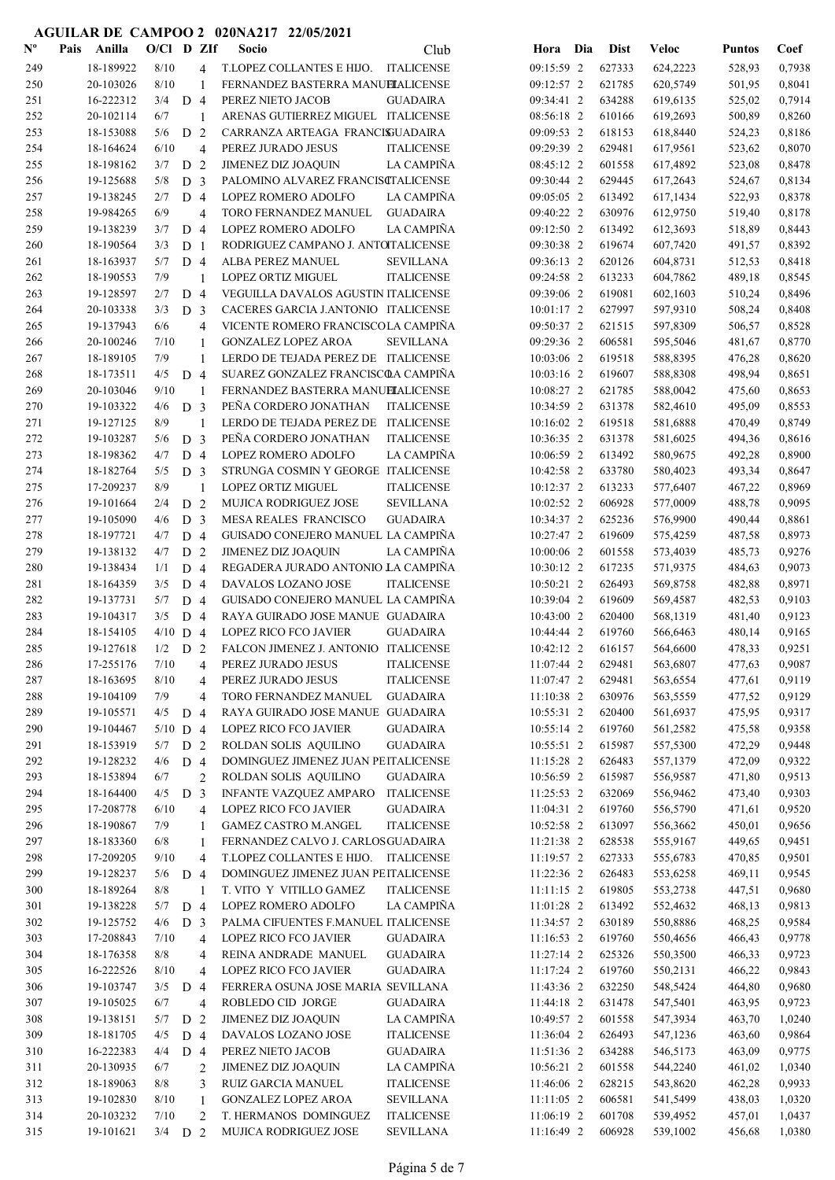# AGUILAR DE CAMPOO 2   020NA217   22/05/2021

| Nº | Pais | Anilla | O/Cl | D | ZIf | Socio | Club | Hora | Dia | Dist | Veloc | Puntos | Coef |
|---|---|---|---|---|---|---|---|---|---|---|---|---|---|
| 249 | | 18-189922 | 8/10 | | 4 | T.LOPEZ COLLANTES E HIJO. | ITALICENSE | 09:15:59 | 2 | 627333 | 624,2223 | 528,93 | 0,7938 |
| 250 | | 20-103026 | 8/10 | | 1 | FERNANDEZ BASTERRA MANUEL | ITALICENSE | 09:12:57 | 2 | 621785 | 620,5749 | 501,95 | 0,8041 |
| 251 | | 16-222312 | 3/4 | D | 4 | PEREZ NIETO JACOB | GUADAIRA | 09:34:41 | 2 | 634288 | 619,6135 | 525,02 | 0,7914 |
| 252 | | 20-102114 | 6/7 | | 1 | ARENAS GUTIERREZ MIGUEL | ITALICENSE | 08:56:18 | 2 | 610166 | 619,2693 | 500,89 | 0,8260 |
| 253 | | 18-153088 | 5/6 | D | 2 | CARRANZA ARTEAGA FRANCIS | GUADAIRA | 09:09:53 | 2 | 618153 | 618,8440 | 524,23 | 0,8186 |
| 254 | | 18-164624 | 6/10 | | 4 | PEREZ JURADO JESUS | ITALICENSE | 09:29:39 | 2 | 629481 | 617,9561 | 523,62 | 0,8070 |
| 255 | | 18-198162 | 3/7 | D | 2 | JIMENEZ DIZ JOAQUIN | LA CAMPIÑA | 08:45:12 | 2 | 601558 | 617,4892 | 523,08 | 0,8478 |
| 256 | | 19-125568 | 5/8 | D | 3 | PALOMINO ALVAREZ FRANCISCO | ITALICENSE | 09:30:44 | 2 | 629445 | 617,2643 | 524,67 | 0,8134 |
| 257 | | 19-138245 | 2/7 | D | 4 | LOPEZ ROMERO ADOLFO | LA CAMPIÑA | 09:05:05 | 2 | 613492 | 617,1434 | 522,93 | 0,8378 |
| 258 | | 19-984265 | 6/9 | | 4 | TORO FERNANDEZ MANUEL | GUADAIRA | 09:40:22 | 2 | 630976 | 612,9750 | 519,40 | 0,8178 |
| 259 | | 19-138239 | 3/7 | D | 4 | LOPEZ ROMERO ADOLFO | LA CAMPIÑA | 09:12:50 | 2 | 613492 | 612,3693 | 518,89 | 0,8443 |
| 260 | | 18-190564 | 3/3 | D | 1 | RODRIGUEZ CAMPANO J. ANTONIO | ITALICENSE | 09:30:38 | 2 | 619674 | 607,7420 | 491,57 | 0,8392 |
| 261 | | 18-163937 | 5/7 | D | 4 | ALBA PEREZ MANUEL | SEVILLANA | 09:36:13 | 2 | 620126 | 604,8731 | 512,53 | 0,8418 |
| 262 | | 18-190553 | 7/9 | | 1 | LOPEZ ORTIZ MIGUEL | ITALICENSE | 09:24:58 | 2 | 613233 | 604,7862 | 489,18 | 0,8545 |
| 263 | | 19-128597 | 2/7 | D | 4 | VEGUILLA DAVALOS AGUSTIN | ITALICENSE | 09:39:06 | 2 | 619081 | 602,1603 | 510,24 | 0,8496 |
| 264 | | 20-103338 | 3/3 | D | 3 | CACERES GARCIA J.ANTONIO | ITALICENSE | 10:01:17 | 2 | 627997 | 597,9310 | 508,24 | 0,8408 |
| 265 | | 19-137943 | 6/6 | | 4 | VICENTE ROMERO FRANCISCO | LA CAMPIÑA | 09:50:37 | 2 | 621515 | 597,8309 | 506,57 | 0,8528 |
| 266 | | 20-100246 | 7/10 | | 1 | GONZALEZ LOPEZ AROA | SEVILLANA | 09:29:36 | 2 | 606581 | 595,5046 | 481,67 | 0,8770 |
| 267 | | 18-189105 | 7/9 | | 1 | LERDO DE TEJADA PEREZ DE | ITALICENSE | 10:03:06 | 2 | 619518 | 588,8395 | 476,28 | 0,8620 |
| 268 | | 18-173511 | 4/5 | D | 4 | SUAREZ GONZALEZ FRANCISCO | LA CAMPIÑA | 10:03:16 | 2 | 619607 | 588,8308 | 498,94 | 0,8651 |
| 269 | | 20-103046 | 9/10 | | 1 | FERNANDEZ BASTERRA MANUEL | ITALICENSE | 10:08:27 | 2 | 621785 | 588,0042 | 475,60 | 0,8653 |
| 270 | | 19-103322 | 4/6 | D | 3 | PEÑA CORDERO JONATHAN | ITALICENSE | 10:34:59 | 2 | 631378 | 582,4610 | 495,09 | 0,8553 |
| 271 | | 19-127125 | 8/9 | | 1 | LERDO DE TEJADA PEREZ DE | ITALICENSE | 10:16:02 | 2 | 619518 | 581,6888 | 470,49 | 0,8749 |
| 272 | | 19-103287 | 5/6 | D | 3 | PEÑA CORDERO JONATHAN | ITALICENSE | 10:36:35 | 2 | 631378 | 581,6025 | 494,36 | 0,8616 |
| 273 | | 18-198362 | 4/7 | D | 4 | LOPEZ ROMERO ADOLFO | LA CAMPIÑA | 10:06:59 | 2 | 613492 | 580,9675 | 492,28 | 0,8900 |
| 274 | | 18-182764 | 5/5 | D | 3 | STRUNGA COSMIN Y GEORGE | ITALICENSE | 10:42:58 | 2 | 633780 | 580,4023 | 493,34 | 0,8647 |
| 275 | | 17-209237 | 8/9 | | 1 | LOPEZ ORTIZ MIGUEL | ITALICENSE | 10:12:37 | 2 | 613233 | 577,6407 | 467,22 | 0,8969 |
| 276 | | 19-101664 | 2/4 | D | 2 | MUJICA RODRIGUEZ JOSE | SEVILLANA | 10:02:52 | 2 | 606928 | 577,0009 | 488,78 | 0,9095 |
| 277 | | 19-105090 | 4/6 | D | 3 | MESA REALES FRANCISCO | GUADAIRA | 10:34:37 | 2 | 625236 | 576,9900 | 490,44 | 0,8861 |
| 278 | | 18-197721 | 4/7 | D | 4 | GUISADO CONEJERO MANUEL | LA CAMPIÑA | 10:27:47 | 2 | 619609 | 575,4259 | 487,58 | 0,8973 |
| 279 | | 19-138132 | 4/7 | D | 2 | JIMENEZ DIZ JOAQUIN | LA CAMPIÑA | 10:00:06 | 2 | 601558 | 573,4039 | 485,73 | 0,9276 |
| 280 | | 19-138434 | 1/1 | D | 4 | REGADERA JURADO ANTONIO J | LA CAMPIÑA | 10:30:12 | 2 | 617235 | 571,9375 | 484,63 | 0,9073 |
| 281 | | 18-164359 | 3/5 | D | 4 | DAVALOS LOZANO JOSE | ITALICENSE | 10:50:21 | 2 | 626493 | 569,8758 | 482,88 | 0,8971 |
| 282 | | 19-137731 | 5/7 | D | 4 | GUISADO CONEJERO MANUEL | LA CAMPIÑA | 10:39:04 | 2 | 619609 | 569,4587 | 482,53 | 0,9103 |
| 283 | | 19-104317 | 3/5 | D | 4 | RAYA GUIRADO JOSE MANUE | GUADAIRA | 10:43:00 | 2 | 620400 | 568,1319 | 481,40 | 0,9123 |
| 284 | | 18-154105 | 4/10 | D | 4 | LOPEZ RICO FCO JAVIER | GUADAIRA | 10:44:44 | 2 | 619760 | 566,6463 | 480,14 | 0,9165 |
| 285 | | 19-127618 | 1/2 | D | 2 | FALCON JIMENEZ J. ANTONIO | ITALICENSE | 10:42:12 | 2 | 616157 | 564,6600 | 478,33 | 0,9251 |
| 286 | | 17-255176 | 7/10 | | 4 | PEREZ JURADO JESUS | ITALICENSE | 11:07:44 | 2 | 629481 | 563,6807 | 477,63 | 0,9087 |
| 287 | | 18-163695 | 8/10 | | 4 | PEREZ JURADO JESUS | ITALICENSE | 11:07:47 | 2 | 629481 | 563,6554 | 477,61 | 0,9119 |
| 288 | | 19-104109 | 7/9 | | 4 | TORO FERNANDEZ MANUEL | GUADAIRA | 11:10:38 | 2 | 630976 | 563,5559 | 477,52 | 0,9129 |
| 289 | | 19-105571 | 4/5 | D | 4 | RAYA GUIRADO JOSE MANUE | GUADAIRA | 10:55:31 | 2 | 620400 | 561,6937 | 475,95 | 0,9317 |
| 290 | | 19-104467 | 5/10 | D | 4 | LOPEZ RICO FCO JAVIER | GUADAIRA | 10:55:14 | 2 | 619760 | 561,2582 | 475,58 | 0,9358 |
| 291 | | 18-153919 | 5/7 | D | 2 | ROLDAN SOLIS AQUILINO | GUADAIRA | 10:55:51 | 2 | 615987 | 557,5300 | 472,29 | 0,9448 |
| 292 | | 19-128232 | 4/6 | D | 4 | DOMINGUEZ JIMENEZ JUAN PE | ITALICENSE | 11:15:28 | 2 | 626483 | 557,1379 | 472,09 | 0,9322 |
| 293 | | 18-153894 | 6/7 | | 2 | ROLDAN SOLIS AQUILINO | GUADAIRA | 10:56:59 | 2 | 615987 | 556,9587 | 471,80 | 0,9513 |
| 294 | | 18-164400 | 4/5 | D | 3 | INFANTE VAZQUEZ AMPARO | ITALICENSE | 11:25:53 | 2 | 632069 | 556,9462 | 473,40 | 0,9303 |
| 295 | | 17-208778 | 6/10 | | 4 | LOPEZ RICO FCO JAVIER | GUADAIRA | 11:04:31 | 2 | 619760 | 556,5790 | 471,61 | 0,9520 |
| 296 | | 18-190867 | 7/9 | | 1 | GAMEZ CASTRO M.ANGEL | ITALICENSE | 10:52:58 | 2 | 613097 | 556,3662 | 450,01 | 0,9656 |
| 297 | | 18-183360 | 6/8 | | 1 | FERNANDEZ CALVO J. CARLOS | GUADAIRA | 11:21:38 | 2 | 628538 | 555,9167 | 449,65 | 0,9451 |
| 298 | | 17-209205 | 9/10 | | 4 | T.LOPEZ COLLANTES E HIJO. | ITALICENSE | 11:19:57 | 2 | 627333 | 555,6783 | 470,85 | 0,9501 |
| 299 | | 19-128237 | 5/6 | D | 4 | DOMINGUEZ JIMENEZ JUAN PE | ITALICENSE | 11:22:36 | 2 | 626483 | 553,6258 | 469,11 | 0,9545 |
| 300 | | 18-189264 | 8/8 | | 1 | T. VITO Y VITILLO GAMEZ | ITALICENSE | 11:11:15 | 2 | 619805 | 553,2738 | 447,51 | 0,9680 |
| 301 | | 19-138228 | 5/7 | D | 4 | LOPEZ ROMERO ADOLFO | LA CAMPIÑA | 11:01:28 | 2 | 613492 | 552,4632 | 468,13 | 0,9813 |
| 302 | | 19-125752 | 4/6 | D | 3 | PALMA CIFUENTES F.MANUEL | ITALICENSE | 11:34:57 | 2 | 630189 | 550,8861 | 468,25 | 0,9584 |
| 303 | | 17-208843 | 7/10 | | 4 | LOPEZ RICO FCO JAVIER | GUADAIRA | 11:16:53 | 2 | 619760 | 550,4656 | 466,43 | 0,9778 |
| 304 | | 18-176358 | 8/8 | | 4 | REINA ANDRADE MANUEL | GUADAIRA | 11:27:14 | 2 | 625326 | 550,3500 | 466,33 | 0,9723 |
| 305 | | 16-222526 | 8/10 | | 4 | LOPEZ RICO FCO JAVIER | GUADAIRA | 11:17:24 | 2 | 619760 | 550,2131 | 466,22 | 0,9843 |
| 306 | | 19-103747 | 3/5 | D | 4 | FERRERA OSUNA JOSE MARIA | SEVILLANA | 11:43:36 | 2 | 632250 | 548,5424 | 464,80 | 0,9680 |
| 307 | | 19-105025 | 6/7 | | 4 | ROBLEDO CID JORGE | GUADAIRA | 11:44:18 | 2 | 631478 | 547,5401 | 463,95 | 0,9723 |
| 308 | | 19-138151 | 5/7 | D | 2 | JIMENEZ DIZ JOAQUIN | LA CAMPIÑA | 10:49:57 | 2 | 601558 | 547,3934 | 463,70 | 1,0240 |
| 309 | | 18-181705 | 4/5 | D | 4 | DAVALOS LOZANO JOSE | ITALICENSE | 11:36:04 | 2 | 626493 | 547,1236 | 463,60 | 0,9864 |
| 310 | | 16-222383 | 4/4 | D | 4 | PEREZ NIETO JACOB | GUADAIRA | 11:51:36 | 2 | 634288 | 546,5173 | 463,09 | 0,9775 |
| 311 | | 20-130935 | 6/7 | | 2 | JIMENEZ DIZ JOAQUIN | LA CAMPIÑA | 10:56:21 | 2 | 601558 | 544,2240 | 461,02 | 1,0340 |
| 312 | | 18-189063 | 8/8 | | 3 | RUIZ GARCIA MANUEL | ITALICENSE | 11:46:06 | 2 | 628215 | 543,8620 | 462,28 | 0,9933 |
| 313 | | 19-102830 | 8/10 | | 1 | GONZALEZ LOPEZ AROA | SEVILLANA | 11:11:05 | 2 | 606581 | 541,5499 | 438,03 | 1,0320 |
| 314 | | 20-103232 | 7/10 | | 2 | T. HERMANOS DOMINGUEZ | ITALICENSE | 11:06:19 | 2 | 601708 | 539,4952 | 457,01 | 1,0437 |
| 315 | | 19-101621 | 3/4 | D | 2 | MUJICA RODRIGUEZ JOSE | SEVILLANA | 11:16:49 | 2 | 606928 | 539,1002 | 456,68 | 1,0380 |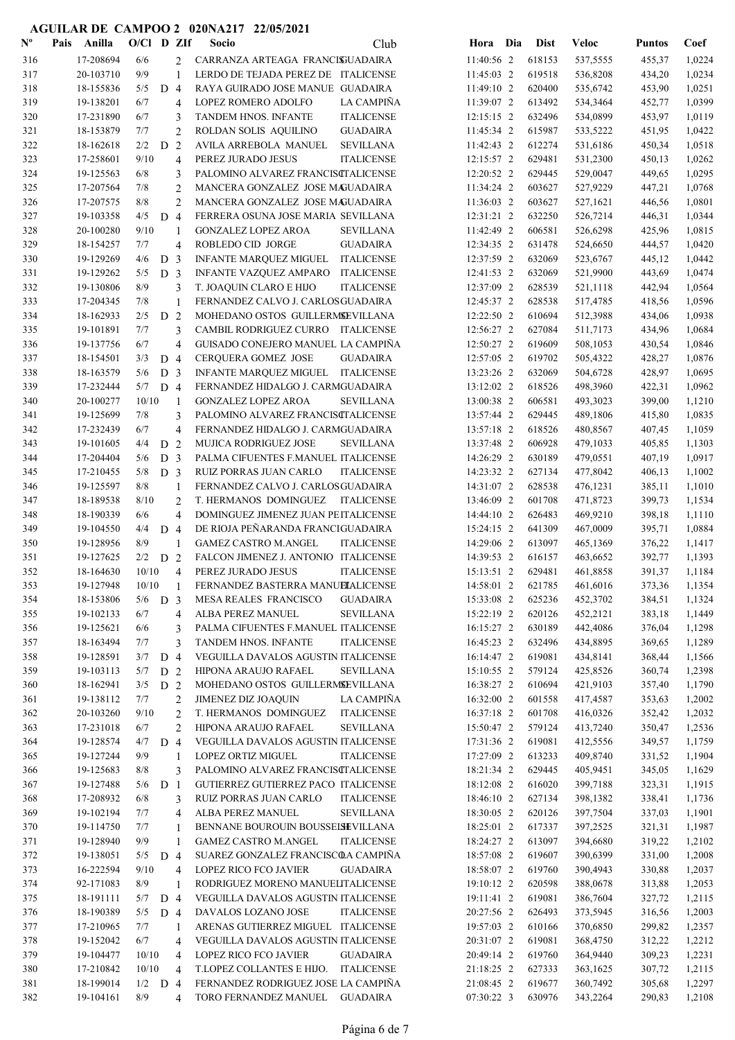# AGUILAR DE CAMPOO 2 020NA217 22/05/2021

| Nº | Pais | Anilla | O/Cl | D | ZIf | Socio | Club | Hora | Dia | Dist | Veloc | Puntos | Coef |
|---|---|---|---|---|---|---|---|---|---|---|---|---|---|
| 316 | | 17-208694 | 6/6 | | 2 | CARRANZA ARTEAGA FRANCIS | GUADAIRA | 11:40:56 | 2 | 618153 | 537,5555 | 455,37 | 1,0224 |
| 317 | | 20-103710 | 9/9 | | 1 | LERDO DE TEJADA PEREZ DE | ITALICENSE | 11:45:03 | 2 | 619518 | 536,8208 | 434,20 | 1,0234 |
| 318 | | 18-155836 | 5/5 | D | 4 | RAYA GUIRADO JOSE MANUE | GUADAIRA | 11:49:10 | 2 | 620400 | 535,6742 | 453,90 | 1,0251 |
| 319 | | 19-138201 | 6/7 | | 4 | LOPEZ ROMERO ADOLFO | LA CAMPIÑA | 11:39:07 | 2 | 613492 | 534,3464 | 452,77 | 1,0399 |
| 320 | | 17-231890 | 6/7 | | 3 | TANDEM HNOS. INFANTE | ITALICENSE | 12:15:15 | 2 | 632496 | 534,0899 | 453,97 | 1,0119 |
| 321 | | 18-153879 | 7/7 | | 2 | ROLDAN SOLIS AQUILINO | GUADAIRA | 11:45:34 | 2 | 615987 | 533,5222 | 451,95 | 1,0422 |
| 322 | | 18-162618 | 2/2 | D | 2 | AVILA ARREBOLA MANUEL | SEVILLANA | 11:42:43 | 2 | 612274 | 531,6186 | 450,34 | 1,0518 |
| 323 | | 17-258601 | 9/10 | | 4 | PEREZ JURADO JESUS | ITALICENSE | 12:15:57 | 2 | 629481 | 531,2300 | 450,13 | 1,0262 |
| 324 | | 19-125563 | 6/8 | | 3 | PALOMINO ALVAREZ FRANCISC | ITALICENSE | 12:20:52 | 2 | 629445 | 529,0047 | 449,65 | 1,0295 |
| 325 | | 17-207564 | 7/8 | | 2 | MANCERA GONZALEZ JOSE MA | GUADAIRA | 11:34:24 | 2 | 603627 | 527,9229 | 447,21 | 1,0768 |
| 326 | | 17-207575 | 8/8 | | 2 | MANCERA GONZALEZ JOSE MA | GUADAIRA | 11:36:03 | 2 | 603627 | 527,1621 | 446,56 | 1,0801 |
| 327 | | 19-103358 | 4/5 | D | 4 | FERRERA OSUNA JOSE MARIA | SEVILLANA | 12:31:21 | 2 | 632250 | 526,7214 | 446,31 | 1,0344 |
| 328 | | 20-100280 | 9/10 | | 1 | GONZALEZ LOPEZ AROA | SEVILLANA | 11:42:49 | 2 | 606581 | 526,6298 | 425,96 | 1,0815 |
| 329 | | 18-154257 | 7/7 | | 4 | ROBLEDO CID JORGE | GUADAIRA | 12:34:35 | 2 | 631478 | 524,6650 | 444,57 | 1,0420 |
| 330 | | 19-129269 | 4/6 | D | 3 | INFANTE MARQUEZ MIGUEL | ITALICENSE | 12:37:59 | 2 | 632069 | 523,6767 | 445,12 | 1,0442 |
| 331 | | 19-129262 | 5/5 | D | 3 | INFANTE VAZQUEZ AMPARO | ITALICENSE | 12:41:53 | 2 | 632069 | 521,9900 | 443,69 | 1,0474 |
| 332 | | 19-130806 | 8/9 | | 3 | T. JOAQUIN CLARO E HIJO | ITALICENSE | 12:37:09 | 2 | 628539 | 521,1118 | 442,94 | 1,0564 |
| 333 | | 17-204345 | 7/8 | | 1 | FERNANDEZ CALVO J. CARLOS | GUADAIRA | 12:45:37 | 2 | 628538 | 517,4785 | 418,56 | 1,0596 |
| 334 | | 18-162933 | 2/5 | D | 2 | MOHEDANO OSTOS GUILLERMO | SEVILLANA | 12:22:50 | 2 | 610694 | 512,3988 | 434,06 | 1,0938 |
| 335 | | 19-101891 | 7/7 | | 3 | CAMBIL RODRIGUEZ CURRO | ITALICENSE | 12:56:27 | 2 | 627084 | 511,7173 | 434,96 | 1,0684 |
| 336 | | 19-137756 | 6/7 | | 4 | GUISADO CONEJERO MANUEL | LA CAMPIÑA | 12:50:27 | 2 | 619609 | 508,1053 | 430,54 | 1,0846 |
| 337 | | 18-154501 | 3/3 | D | 4 | CERQUERA GOMEZ JOSE | GUADAIRA | 12:57:05 | 2 | 619702 | 505,4322 | 428,27 | 1,0876 |
| 338 | | 18-163579 | 5/6 | D | 3 | INFANTE MARQUEZ MIGUEL | ITALICENSE | 13:23:26 | 2 | 632069 | 504,6728 | 428,97 | 1,0695 |
| 339 | | 17-232444 | 5/7 | D | 4 | FERNANDEZ HIDALGO J. CARM | GUADAIRA | 13:12:02 | 2 | 618526 | 498,3960 | 422,31 | 1,0962 |
| 340 | | 20-100277 | 10/10 | | 1 | GONZALEZ LOPEZ AROA | SEVILLANA | 13:00:38 | 2 | 606581 | 493,3023 | 399,00 | 1,1210 |
| 341 | | 19-125699 | 7/8 | | 3 | PALOMINO ALVAREZ FRANCISC | ITALICENSE | 13:57:44 | 2 | 629445 | 489,1806 | 415,80 | 1,0835 |
| 342 | | 17-232439 | 6/7 | | 4 | FERNANDEZ HIDALGO J. CARM | GUADAIRA | 13:57:18 | 2 | 618526 | 480,8567 | 407,45 | 1,1059 |
| 343 | | 19-101605 | 4/4 | D | 2 | MUJICA RODRIGUEZ JOSE | SEVILLANA | 13:37:48 | 2 | 606928 | 479,1033 | 405,85 | 1,1303 |
| 344 | | 17-204404 | 5/6 | D | 3 | PALMA CIFUENTES F.MANUEL | ITALICENSE | 14:26:29 | 2 | 630189 | 479,0551 | 407,19 | 1,0917 |
| 345 | | 17-210455 | 5/8 | D | 3 | RUIZ PORRAS JUAN CARLO | ITALICENSE | 14:23:32 | 2 | 627134 | 477,8042 | 406,13 | 1,1002 |
| 346 | | 19-125597 | 8/8 | | 1 | FERNANDEZ CALVO J. CARLOS | GUADAIRA | 14:31:07 | 2 | 628538 | 476,1231 | 385,11 | 1,1010 |
| 347 | | 18-189538 | 8/10 | | 2 | T. HERMANOS DOMINGUEZ | ITALICENSE | 13:46:09 | 2 | 601708 | 471,8723 | 399,73 | 1,1534 |
| 348 | | 18-190339 | 6/6 | | 4 | DOMINGUEZ JIMENEZ JUAN PE | ITALICENSE | 14:44:10 | 2 | 626483 | 469,9210 | 398,18 | 1,1110 |
| 349 | | 19-104550 | 4/4 | D | 4 | DE RIOJA PEÑARANDA FRANCI | GUADAIRA | 15:24:15 | 2 | 641309 | 467,0009 | 395,71 | 1,0884 |
| 350 | | 19-128956 | 8/9 | | 1 | GAMEZ CASTRO M.ANGEL | ITALICENSE | 14:29:06 | 2 | 613097 | 465,1369 | 376,22 | 1,1417 |
| 351 | | 19-127625 | 2/2 | D | 2 | FALCON JIMENEZ J. ANTONIO | ITALICENSE | 14:39:53 | 2 | 616157 | 463,6652 | 392,77 | 1,1393 |
| 352 | | 18-164630 | 10/10 | | 4 | PEREZ JURADO JESUS | ITALICENSE | 15:13:51 | 2 | 629481 | 461,8858 | 391,37 | 1,1184 |
| 353 | | 19-127948 | 10/10 | | 1 | FERNANDEZ BASTERRA MANUEL | ITALICENSE | 14:58:01 | 2 | 621785 | 461,6016 | 373,36 | 1,1354 |
| 354 | | 18-153806 | 5/6 | D | 3 | MESA REALES FRANCISCO | GUADAIRA | 15:33:08 | 2 | 625236 | 452,3702 | 384,51 | 1,1324 |
| 355 | | 19-102133 | 6/7 | | 4 | ALBA PEREZ MANUEL | SEVILLANA | 15:22:19 | 2 | 620126 | 452,2121 | 383,18 | 1,1449 |
| 356 | | 19-125621 | 6/6 | | 3 | PALMA CIFUENTES F.MANUEL | ITALICENSE | 16:15:27 | 2 | 630189 | 442,4086 | 376,04 | 1,1298 |
| 357 | | 18-163494 | 7/7 | | 3 | TANDEM HNOS. INFANTE | ITALICENSE | 16:45:23 | 2 | 632496 | 434,8895 | 369,65 | 1,1289 |
| 358 | | 19-128591 | 3/7 | D | 4 | VEGUILLA DAVALOS AGUSTIN | ITALICENSE | 16:14:47 | 2 | 619081 | 434,8141 | 368,44 | 1,1566 |
| 359 | | 19-103113 | 5/7 | D | 2 | HIPONA ARAUJO RAFAEL | SEVILLANA | 15:10:55 | 2 | 579124 | 425,8526 | 360,74 | 1,2398 |
| 360 | | 18-162941 | 3/5 | D | 2 | MOHEDANO OSTOS GUILLERMO | SEVILLANA | 16:38:27 | 2 | 610694 | 421,9103 | 357,40 | 1,1790 |
| 361 | | 19-138112 | 7/7 | | 2 | JIMENEZ DIZ JOAQUIN | LA CAMPIÑA | 16:32:00 | 2 | 601558 | 417,4587 | 353,63 | 1,2002 |
| 362 | | 20-103260 | 9/10 | | 2 | T. HERMANOS DOMINGUEZ | ITALICENSE | 16:37:18 | 2 | 601708 | 416,0326 | 352,42 | 1,2032 |
| 363 | | 17-231018 | 6/7 | | 2 | HIPONA ARAUJO RAFAEL | SEVILLANA | 15:50:47 | 2 | 579124 | 413,7240 | 350,47 | 1,2536 |
| 364 | | 19-128574 | 4/7 | D | 4 | VEGUILLA DAVALOS AGUSTIN | ITALICENSE | 17:31:36 | 2 | 619081 | 412,5556 | 349,57 | 1,1759 |
| 365 | | 19-127244 | 9/9 | | 1 | LOPEZ ORTIZ MIGUEL | ITALICENSE | 17:27:09 | 2 | 613233 | 409,8740 | 331,52 | 1,1904 |
| 366 | | 19-125683 | 8/8 | | 3 | PALOMINO ALVAREZ FRANCISC | ITALICENSE | 18:21:34 | 2 | 629445 | 405,9451 | 345,05 | 1,1629 |
| 367 | | 19-127488 | 5/6 | D | 1 | GUTIERREZ GUTIERREZ PACO | ITALICENSE | 18:12:08 | 2 | 616020 | 399,7188 | 323,31 | 1,1915 |
| 368 | | 17-208932 | 6/8 | | 3 | RUIZ PORRAS JUAN CARLO | ITALICENSE | 18:46:10 | 2 | 627134 | 398,1382 | 338,41 | 1,1736 |
| 369 | | 19-102194 | 7/7 | | 4 | ALBA PEREZ MANUEL | SEVILLANA | 18:30:05 | 2 | 620126 | 397,7504 | 337,03 | 1,1901 |
| 370 | | 19-114750 | 7/7 | | 1 | BENNANE BOUROUIN BOUSSELH | SEVILLANA | 18:25:01 | 2 | 617337 | 397,2525 | 321,31 | 1,1987 |
| 371 | | 19-128940 | 9/9 | | 1 | GAMEZ CASTRO M.ANGEL | ITALICENSE | 18:24:27 | 2 | 613097 | 394,6680 | 319,22 | 1,2102 |
| 372 | | 19-138051 | 5/5 | D | 4 | SUAREZ GONZALEZ FRANCISCO | LA CAMPIÑA | 18:57:08 | 2 | 619607 | 390,6399 | 331,00 | 1,2008 |
| 373 | | 16-222594 | 9/10 | | 4 | LOPEZ RICO FCO JAVIER | GUADAIRA | 18:58:07 | 2 | 619760 | 390,4943 | 330,88 | 1,2037 |
| 374 | | 92-171083 | 8/9 | | 1 | RODRIGUEZ MORENO MANUEL | ITALICENSE | 19:10:12 | 2 | 620598 | 388,0678 | 313,88 | 1,2053 |
| 375 | | 18-191111 | 5/7 | D | 4 | VEGUILLA DAVALOS AGUSTIN | ITALICENSE | 19:11:41 | 2 | 619081 | 386,7604 | 327,72 | 1,2115 |
| 376 | | 18-190389 | 5/5 | D | 4 | DAVALOS LOZANO JOSE | ITALICENSE | 20:27:56 | 2 | 626493 | 373,5945 | 316,56 | 1,2003 |
| 377 | | 17-210965 | 7/7 | | 1 | ARENAS GUTIERREZ MIGUEL | ITALICENSE | 19:57:03 | 2 | 610166 | 370,6850 | 299,82 | 1,2357 |
| 378 | | 19-152042 | 6/7 | | 4 | VEGUILLA DAVALOS AGUSTIN | ITALICENSE | 20:31:07 | 2 | 619081 | 368,4750 | 312,22 | 1,2212 |
| 379 | | 19-104477 | 10/10 | | 4 | LOPEZ RICO FCO JAVIER | GUADAIRA | 20:49:14 | 2 | 619760 | 364,9440 | 309,23 | 1,2231 |
| 380 | | 17-210842 | 10/10 | | 4 | T.LOPEZ COLLANTES E HIJO. | ITALICENSE | 21:18:25 | 2 | 627333 | 363,1625 | 307,72 | 1,2115 |
| 381 | | 18-199014 | 1/2 | D | 4 | FERNANDEZ RODRIGUEZ JOSE | LA CAMPIÑA | 21:08:45 | 2 | 619677 | 360,7492 | 305,68 | 1,2297 |
| 382 | | 19-104161 | 8/9 | | 4 | TORO FERNANDEZ MANUEL | GUADAIRA | 07:30:22 | 3 | 630976 | 343,2264 | 290,83 | 1,2108 |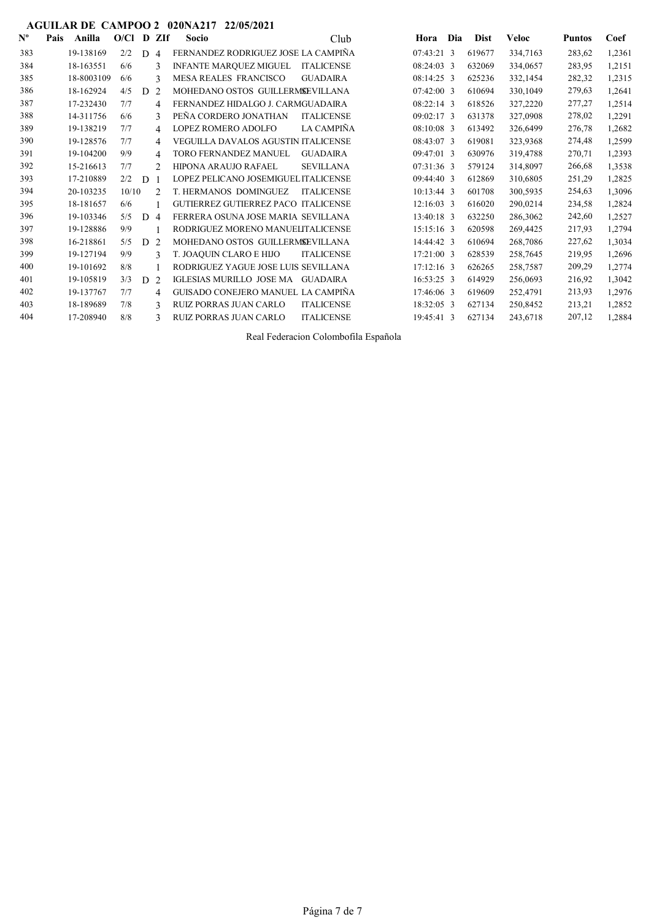**AGUILAR DE CAMPOO 2 020NA217 22/05/2021**

| Nº | Pais | Anilla | O/Cl | D | ZIf | Socio | Club | Hora | Dia | Dist | Veloc | Puntos | Coef |
|---|---|---|---|---|---|---|---|---|---|---|---|---|---|
| 383 | | 19-138169 | 2/2 | D | 4 | FERNANDEZ RODRIGUEZ JOSE | LA CAMPIÑA | 07:43:21 | 3 | 619677 | 334,7163 | 283,62 | 1,2361 |
| 384 | | 18-163551 | 6/6 | | 3 | INFANTE MARQUEZ MIGUEL | ITALICENSE | 08:24:03 | 3 | 632069 | 334,0657 | 283,95 | 1,2151 |
| 385 | | 18-8003109 | 6/6 | | 3 | MESA REALES FRANCISCO | GUADAIRA | 08:14:25 | 3 | 625236 | 332,1454 | 282,32 | 1,2315 |
| 386 | | 18-162924 | 4/5 | D | 2 | MOHEDANO OSTOS GUILLERMO | SEVILLANA | 07:42:00 | 3 | 610694 | 330,1049 | 279,63 | 1,2641 |
| 387 | | 17-232430 | 7/7 | | 4 | FERNANDEZ HIDALGO J. CARM | GUADAIRA | 08:22:14 | 3 | 618526 | 327,2220 | 277,27 | 1,2514 |
| 388 | | 14-311756 | 6/6 | | 3 | PEÑA CORDERO JONATHAN | ITALICENSE | 09:02:17 | 3 | 631378 | 327,0908 | 278,02 | 1,2291 |
| 389 | | 19-138219 | 7/7 | | 4 | LOPEZ ROMERO ADOLFO | LA CAMPIÑA | 08:10:08 | 3 | 613492 | 326,6499 | 276,78 | 1,2682 |
| 390 | | 19-128576 | 7/7 | | 4 | VEGUILLA DAVALOS AGUSTIN | ITALICENSE | 08:43:07 | 3 | 619081 | 323,9368 | 274,48 | 1,2599 |
| 391 | | 19-104200 | 9/9 | | 4 | TORO FERNANDEZ MANUEL | GUADAIRA | 09:47:01 | 3 | 630976 | 319,4788 | 270,71 | 1,2393 |
| 392 | | 15-216613 | 7/7 | | 2 | HIPONA ARAUJO RAFAEL | SEVILLANA | 07:31:36 | 3 | 579124 | 314,8097 | 266,68 | 1,3538 |
| 393 | | 17-210889 | 2/2 | D | 1 | LOPEZ PELICANO JOSEMIGUEL | ITALICENSE | 09:44:40 | 3 | 612869 | 310,6805 | 251,29 | 1,2825 |
| 394 | | 20-103235 | 10/10 | | 2 | T. HERMANOS DOMINGUEZ | ITALICENSE | 10:13:44 | 3 | 601708 | 300,5935 | 254,63 | 1,3096 |
| 395 | | 18-181657 | 6/6 | | 1 | GUTIERREZ GUTIERREZ PACO | ITALICENSE | 12:16:03 | 3 | 616020 | 290,0214 | 234,58 | 1,2824 |
| 396 | | 19-103346 | 5/5 | D | 4 | FERRERA OSUNA JOSE MARIA | SEVILLANA | 13:40:18 | 3 | 632250 | 286,3062 | 242,60 | 1,2527 |
| 397 | | 19-128886 | 9/9 | | 1 | RODRIGUEZ MORENO MANUEL | ITALICENSE | 15:15:16 | 3 | 620598 | 269,4425 | 217,93 | 1,2794 |
| 398 | | 16-218861 | 5/5 | D | 2 | MOHEDANO OSTOS GUILLERMO | SEVILLANA | 14:44:42 | 3 | 610694 | 268,7086 | 227,62 | 1,3034 |
| 399 | | 19-127194 | 9/9 | | 3 | T. JOAQUIN CLARO E HIJO | ITALICENSE | 17:21:00 | 3 | 628539 | 258,7645 | 219,95 | 1,2696 |
| 400 | | 19-101692 | 8/8 | | 1 | RODRIGUEZ YAGUE JOSE LUIS | SEVILLANA | 17:12:16 | 3 | 626265 | 258,7587 | 209,29 | 1,2774 |
| 401 | | 19-105819 | 3/3 | D | 2 | IGLESIAS MURILLO JOSE MA | GUADAIRA | 16:53:25 | 3 | 614929 | 256,0693 | 216,92 | 1,3042 |
| 402 | | 19-137767 | 7/7 | | 4 | GUISADO CONEJERO MANUEL | LA CAMPIÑA | 17:46:06 | 3 | 619609 | 252,4791 | 213,93 | 1,2976 |
| 403 | | 18-189689 | 7/8 | | 3 | RUIZ PORRAS JUAN CARLO | ITALICENSE | 18:32:05 | 3 | 627134 | 250,8452 | 213,21 | 1,2852 |
| 404 | | 17-208940 | 8/8 | | 3 | RUIZ PORRAS JUAN CARLO | ITALICENSE | 19:45:41 | 3 | 627134 | 243,6718 | 207,12 | 1,2884 |

Real Federacion Colombofila Española